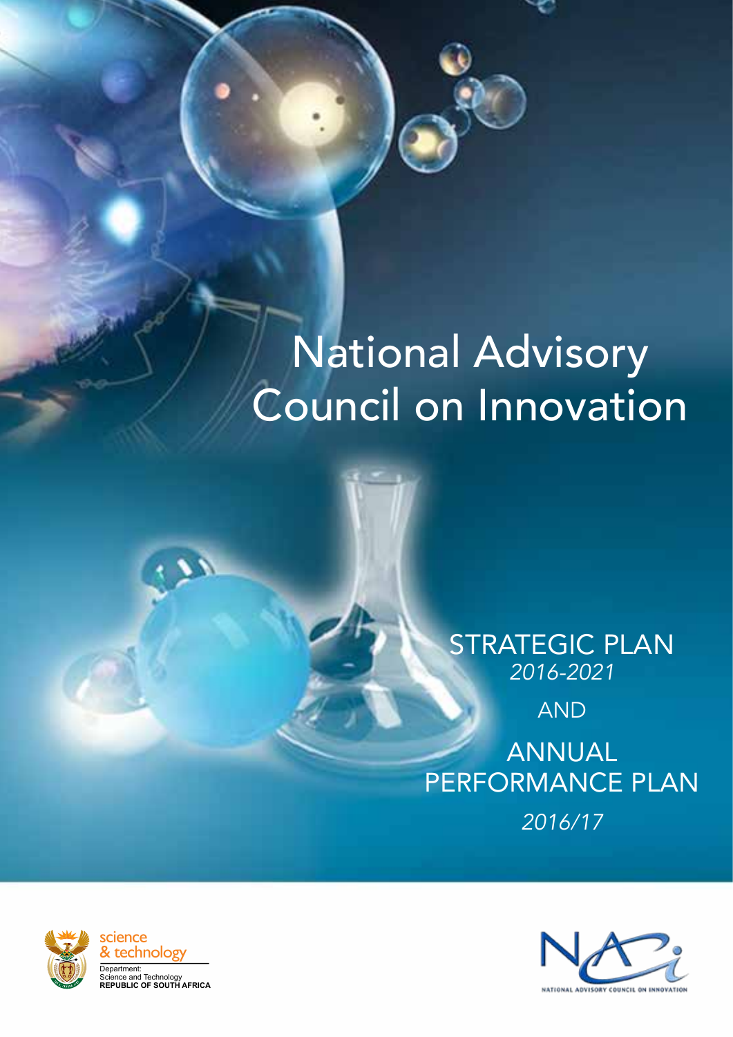# National Advisory Council on Innovation

## STRATEGIC PLAN

*2016-2021*

AND

## ANNUAL PERFORMANCE PLAN

*2016/17*

science & technology

Department: Science and Technology
**REPUBLIC OF SOUTH AFRICA**

NATIONAL ADVISORY COUNCIL ON INNOVATION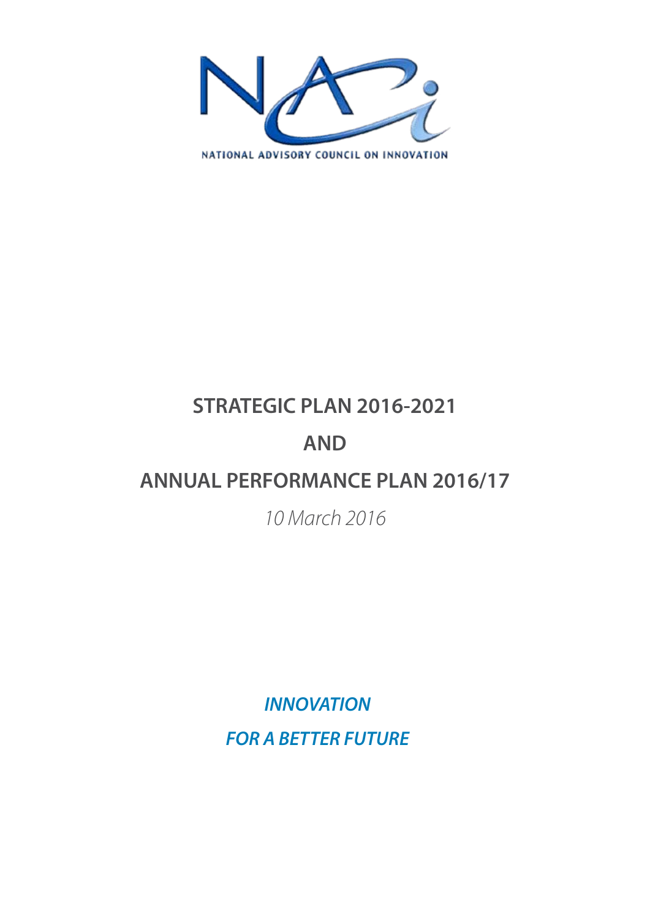NATIONAL ADVISORY COUNCIL ON INNOVATION

# STRATEGIC PLAN 2016-2021

# AND

# ANNUAL PERFORMANCE PLAN 2016/17

*10 March 2016*

***INNOVATION***

***FOR A BETTER FUTURE***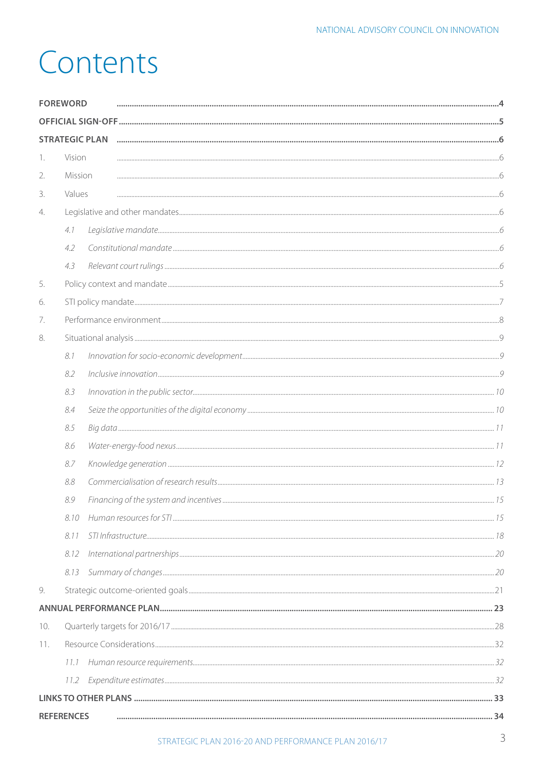# Contents

| | | |
|---|---|---|
| **FOREWORD** | | **4** |
| **OFFICIAL SIGN-OFF** | | **5** |
| **STRATEGIC PLAN** | | **6** |
| 1. | Vision | 6 |
| 2. | Mission | 6 |
| 3. | Values | 6 |
| 4. | Legislative and other mandates | 6 |
| | *4.1 Legislative mandate* | *6* |
| | *4.2 Constitutional mandate* | *6* |
| | *4.3 Relevant court rulings* | *6* |
| 5. | Policy context and mandate | 5 |
| 6. | STI policy mandate | 7 |
| 7. | Performance environment | 8 |
| 8. | Situational analysis | 9 |
| | *8.1 Innovation for socio-economic development* | *9* |
| | *8.2 Inclusive innovation* | *9* |
| | *8.3 Innovation in the public sector* | *10* |
| | *8.4 Seize the opportunities of the digital economy* | *10* |
| | *8.5 Big data* | *11* |
| | *8.6 Water-energy-food nexus* | *11* |
| | *8.7 Knowledge generation* | *12* |
| | *8.8 Commercialisation of research results* | *13* |
| | *8.9 Financing of the system and incentives* | *15* |
| | *8.10 Human resources for STI* | *15* |
| | *8.11 STI Infrastructure* | *18* |
| | *8.12 International partnerships* | *20* |
| | *8.13 Summary of changes* | *20* |
| 9. | Strategic outcome-oriented goals | 21 |
| **ANNUAL PERFORMANCE PLAN** | | **23** |
| 10. | Quarterly targets for 2016/17 | 28 |
| 11. | Resource Considerations | 32 |
| | *11.1 Human resource requirements* | *32* |
| | *11.2 Expenditure estimates* | *32* |
| **LINKS TO OTHER PLANS** | | **33** |
| **REFERENCES** | | **34** |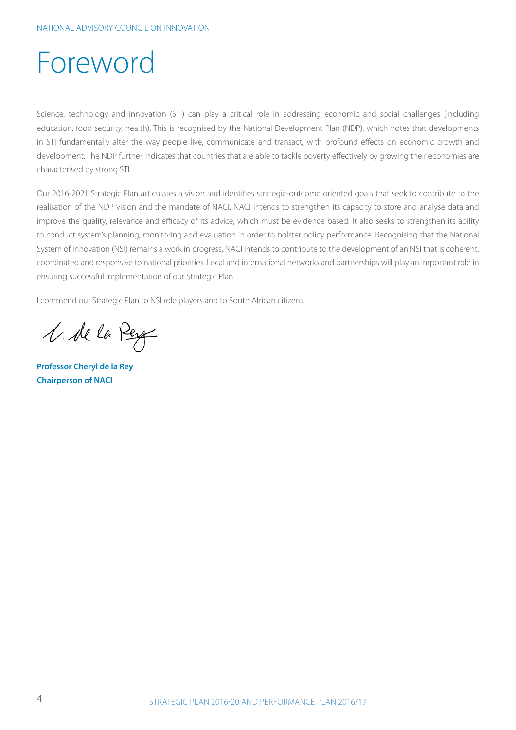# Foreword

Science, technology and innovation (STI) can play a critical role in addressing economic and social challenges (including education, food security, health). This is recognised by the National Development Plan (NDP), which notes that developments in STI fundamentally alter the way people live, communicate and transact, with profound effects on economic growth and development. The NDP further indicates that countries that are able to tackle poverty effectively by growing their economies are characterised by strong STI.

Our 2016-2021 Strategic Plan articulates a vision and identifies strategic-outcome oriented goals that seek to contribute to the realisation of the NDP vision and the mandate of NACI. NACI intends to strengthen its capacity to store and analyse data and improve the quality, relevance and efficacy of its advice, which must be evidence based. It also seeks to strengthen its ability to conduct system's planning, monitoring and evaluation in order to bolster policy performance. Recognising that the National System of Innovation (NSI) remains a work in progress, NACI intends to contribute to the development of an NSI that is coherent, coordinated and responsive to national priorities. Local and international networks and partnerships will play an important role in ensuring successful implementation of our Strategic Plan.

I commend our Strategic Plan to NSI role players and to South African citizens.

**Professor Cheryl de la Rey**
**Chairperson of NACI**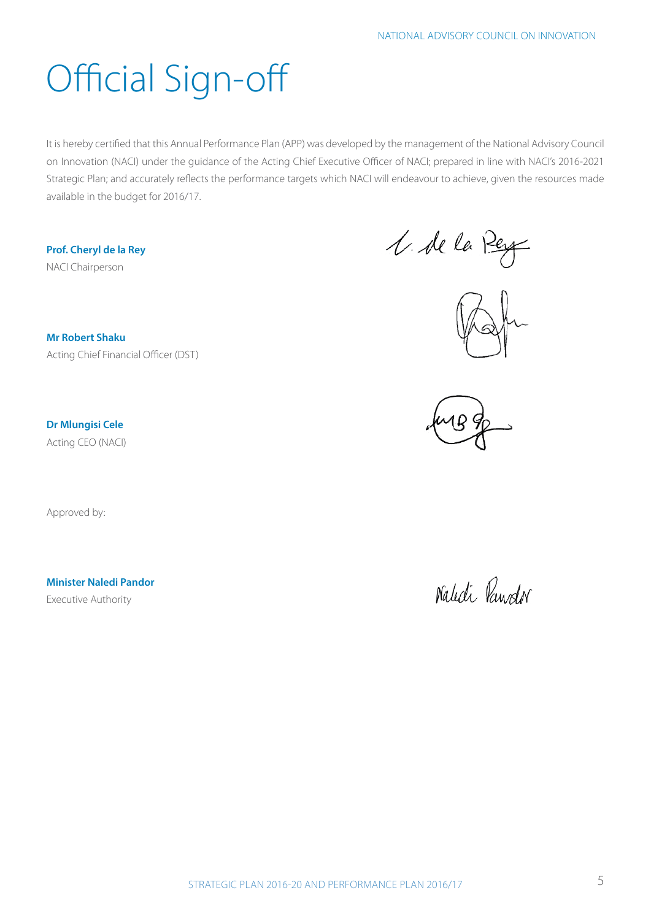# Official Sign-off

It is hereby certified that this Annual Performance Plan (APP) was developed by the management of the National Advisory Council on Innovation (NACI) under the guidance of the Acting Chief Executive Officer of NACI; prepared in line with NACI's 2016-2021 Strategic Plan; and accurately reflects the performance targets which NACI will endeavour to achieve, given the resources made available in the budget for 2016/17.

**Prof. Cheryl de la Rey**
NACI Chairperson

**Mr Robert Shaku**
Acting Chief Financial Officer (DST)

**Dr Mlungisi Cele**
Acting CEO (NACI)

Approved by:

**Minister Naledi Pandor**
Executive Authority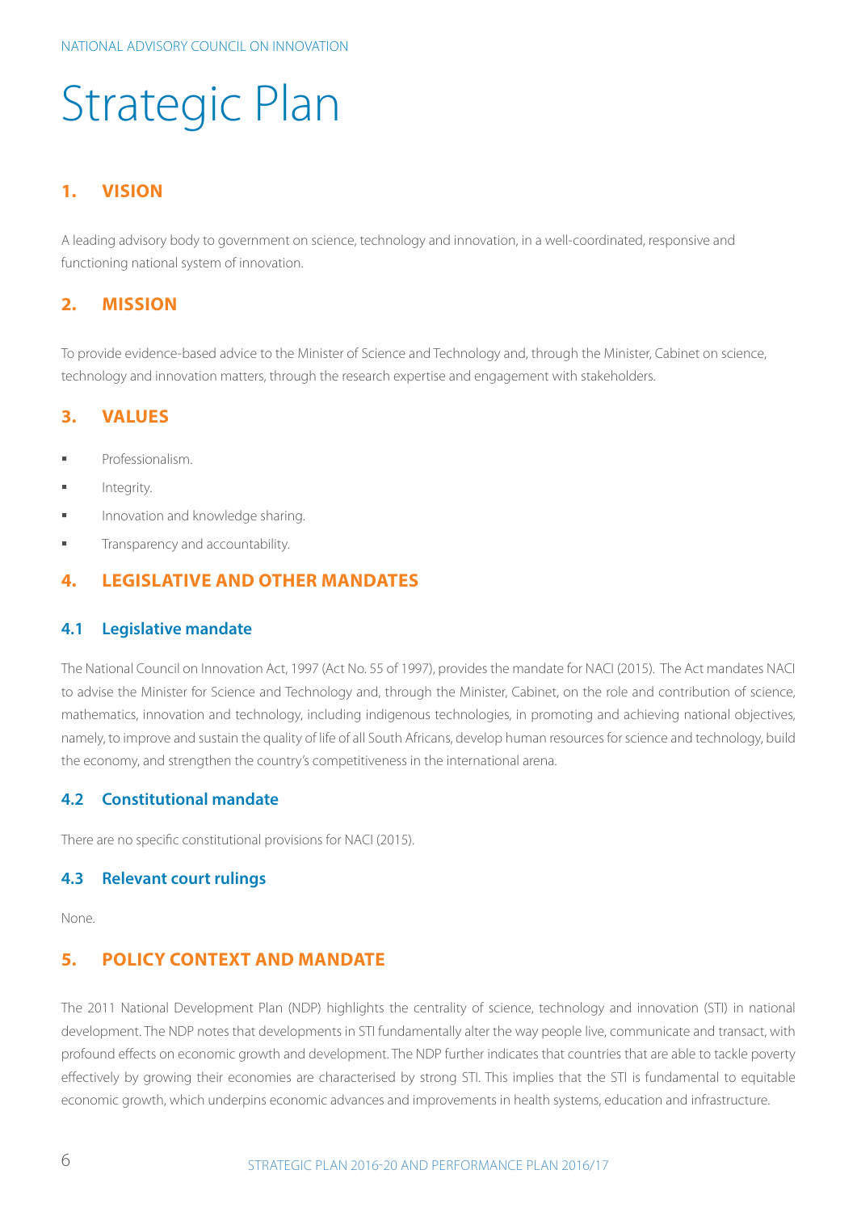# Strategic Plan

## 1. VISION

A leading advisory body to government on science, technology and innovation, in a well-coordinated, responsive and functioning national system of innovation.

## 2. MISSION

To provide evidence-based advice to the Minister of Science and Technology and, through the Minister, Cabinet on science, technology and innovation matters, through the research expertise and engagement with stakeholders.

## 3. VALUES

- Professionalism.
- Integrity.
- Innovation and knowledge sharing.
- Transparency and accountability.

## 4. LEGISLATIVE AND OTHER MANDATES

### 4.1 Legislative mandate

The National Council on Innovation Act, 1997 (Act No. 55 of 1997), provides the mandate for NACI (2015). The Act mandates NACI to advise the Minister for Science and Technology and, through the Minister, Cabinet, on the role and contribution of science, mathematics, innovation and technology, including indigenous technologies, in promoting and achieving national objectives, namely, to improve and sustain the quality of life of all South Africans, develop human resources for science and technology, build the economy, and strengthen the country's competitiveness in the international arena.

### 4.2 Constitutional mandate

There are no specific constitutional provisions for NACI (2015).

### 4.3 Relevant court rulings

None.

## 5. POLICY CONTEXT AND MANDATE

The 2011 National Development Plan (NDP) highlights the centrality of science, technology and innovation (STI) in national development. The NDP notes that developments in STI fundamentally alter the way people live, communicate and transact, with profound effects on economic growth and development. The NDP further indicates that countries that are able to tackle poverty effectively by growing their economies are characterised by strong STI. This implies that the STI is fundamental to equitable economic growth, which underpins economic advances and improvements in health systems, education and infrastructure.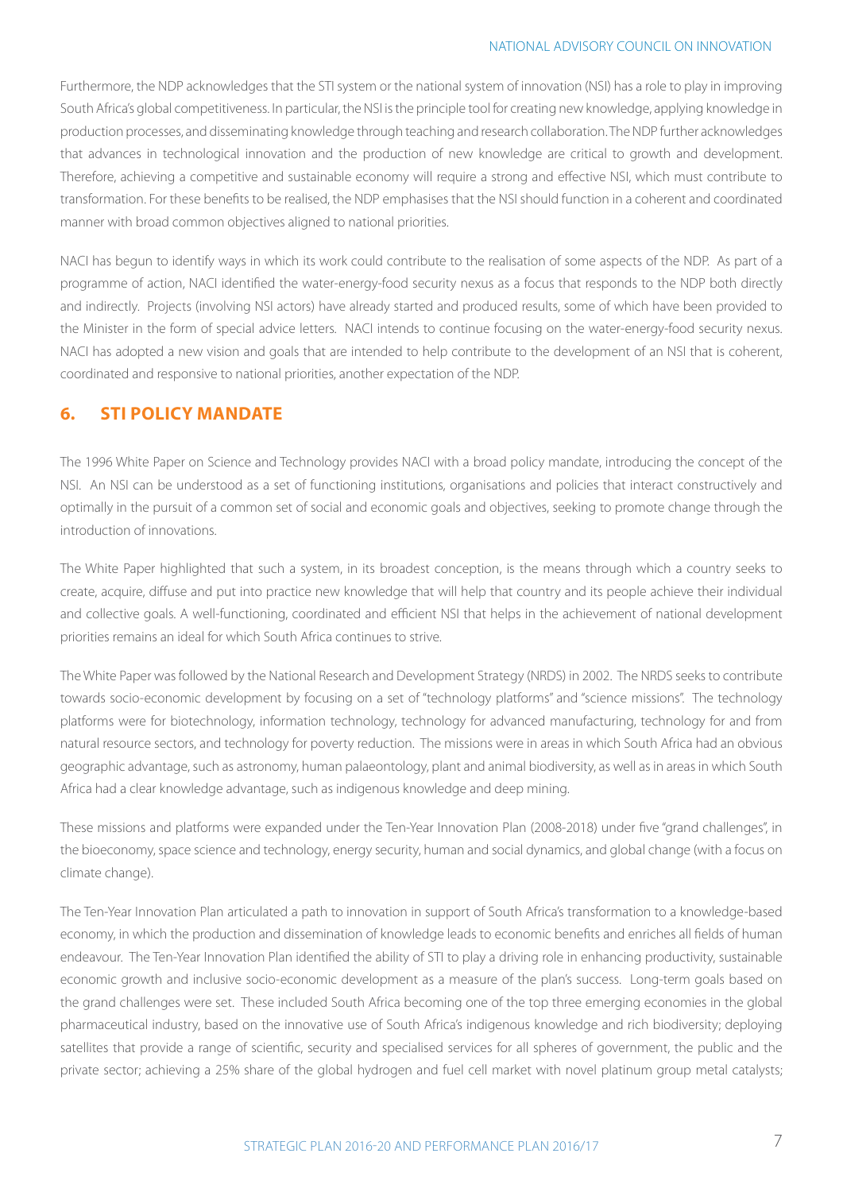Furthermore, the NDP acknowledges that the STI system or the national system of innovation (NSI) has a role to play in improving South Africa's global competitiveness. In particular, the NSI is the principle tool for creating new knowledge, applying knowledge in production processes, and disseminating knowledge through teaching and research collaboration. The NDP further acknowledges that advances in technological innovation and the production of new knowledge are critical to growth and development. Therefore, achieving a competitive and sustainable economy will require a strong and effective NSI, which must contribute to transformation. For these benefits to be realised, the NDP emphasises that the NSI should function in a coherent and coordinated manner with broad common objectives aligned to national priorities.

NACI has begun to identify ways in which its work could contribute to the realisation of some aspects of the NDP. As part of a programme of action, NACI identified the water-energy-food security nexus as a focus that responds to the NDP both directly and indirectly. Projects (involving NSI actors) have already started and produced results, some of which have been provided to the Minister in the form of special advice letters. NACI intends to continue focusing on the water-energy-food security nexus. NACI has adopted a new vision and goals that are intended to help contribute to the development of an NSI that is coherent, coordinated and responsive to national priorities, another expectation of the NDP.

## 6. STI POLICY MANDATE

The 1996 White Paper on Science and Technology provides NACI with a broad policy mandate, introducing the concept of the NSI. An NSI can be understood as a set of functioning institutions, organisations and policies that interact constructively and optimally in the pursuit of a common set of social and economic goals and objectives, seeking to promote change through the introduction of innovations.

The White Paper highlighted that such a system, in its broadest conception, is the means through which a country seeks to create, acquire, diffuse and put into practice new knowledge that will help that country and its people achieve their individual and collective goals. A well-functioning, coordinated and efficient NSI that helps in the achievement of national development priorities remains an ideal for which South Africa continues to strive.

The White Paper was followed by the National Research and Development Strategy (NRDS) in 2002. The NRDS seeks to contribute towards socio-economic development by focusing on a set of "technology platforms" and "science missions". The technology platforms were for biotechnology, information technology, technology for advanced manufacturing, technology for and from natural resource sectors, and technology for poverty reduction. The missions were in areas in which South Africa had an obvious geographic advantage, such as astronomy, human palaeontology, plant and animal biodiversity, as well as in areas in which South Africa had a clear knowledge advantage, such as indigenous knowledge and deep mining.

These missions and platforms were expanded under the Ten-Year Innovation Plan (2008-2018) under five "grand challenges", in the bioeconomy, space science and technology, energy security, human and social dynamics, and global change (with a focus on climate change).

The Ten-Year Innovation Plan articulated a path to innovation in support of South Africa's transformation to a knowledge-based economy, in which the production and dissemination of knowledge leads to economic benefits and enriches all fields of human endeavour. The Ten-Year Innovation Plan identified the ability of STI to play a driving role in enhancing productivity, sustainable economic growth and inclusive socio-economic development as a measure of the plan's success. Long-term goals based on the grand challenges were set. These included South Africa becoming one of the top three emerging economies in the global pharmaceutical industry, based on the innovative use of South Africa's indigenous knowledge and rich biodiversity; deploying satellites that provide a range of scientific, security and specialised services for all spheres of government, the public and the private sector; achieving a 25% share of the global hydrogen and fuel cell market with novel platinum group metal catalysts;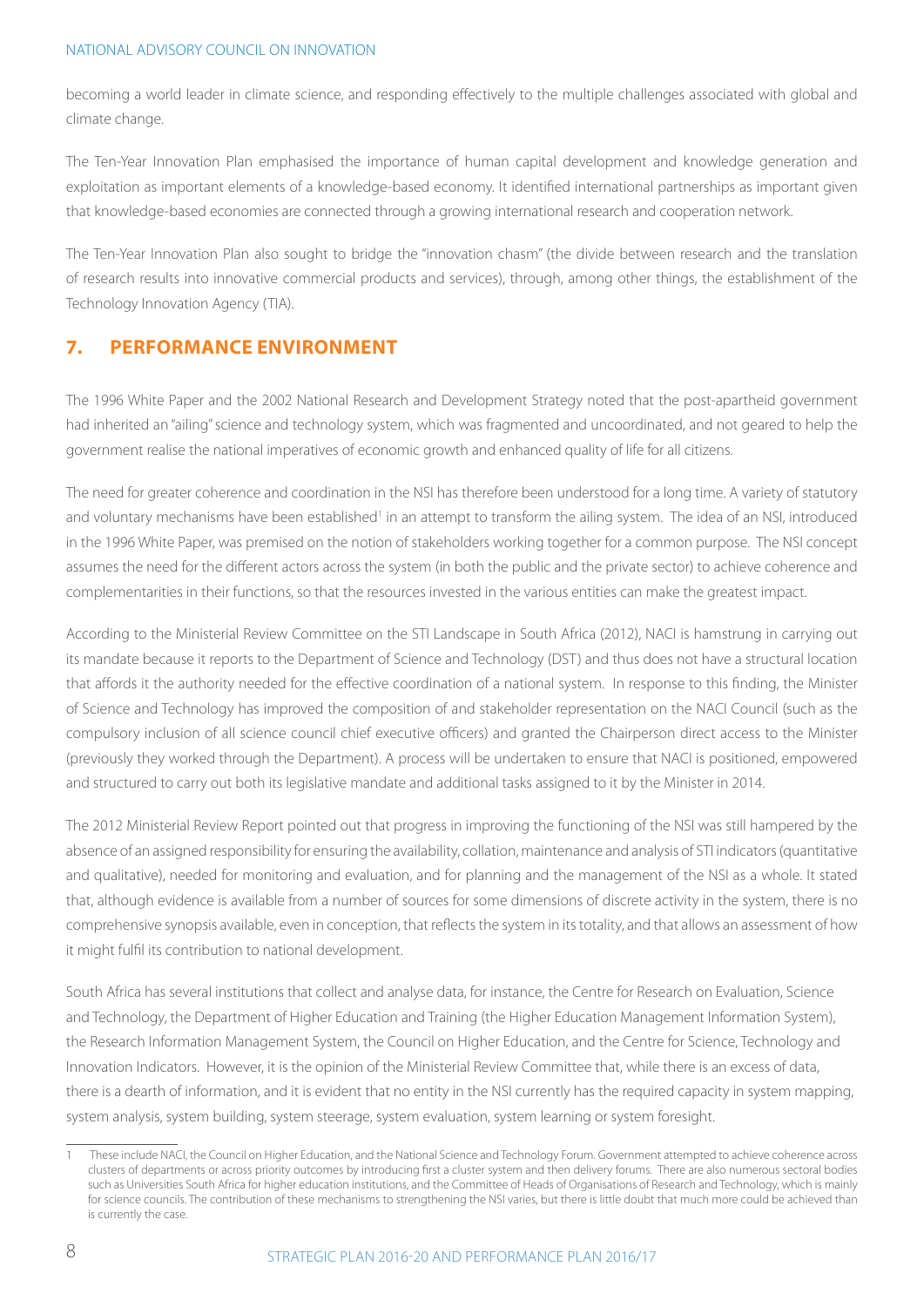becoming a world leader in climate science, and responding effectively to the multiple challenges associated with global and climate change.

The Ten-Year Innovation Plan emphasised the importance of human capital development and knowledge generation and exploitation as important elements of a knowledge-based economy. It identified international partnerships as important given that knowledge-based economies are connected through a growing international research and cooperation network.

The Ten-Year Innovation Plan also sought to bridge the "innovation chasm" (the divide between research and the translation of research results into innovative commercial products and services), through, among other things, the establishment of the Technology Innovation Agency (TIA).

## 7. PERFORMANCE ENVIRONMENT

The 1996 White Paper and the 2002 National Research and Development Strategy noted that the post-apartheid government had inherited an "ailing" science and technology system, which was fragmented and uncoordinated, and not geared to help the government realise the national imperatives of economic growth and enhanced quality of life for all citizens.

The need for greater coherence and coordination in the NSI has therefore been understood for a long time. A variety of statutory and voluntary mechanisms have been established[1] in an attempt to transform the ailing system. The idea of an NSI, introduced in the 1996 White Paper, was premised on the notion of stakeholders working together for a common purpose. The NSI concept assumes the need for the different actors across the system (in both the public and the private sector) to achieve coherence and complementarities in their functions, so that the resources invested in the various entities can make the greatest impact.

According to the Ministerial Review Committee on the STI Landscape in South Africa (2012), NACI is hamstrung in carrying out its mandate because it reports to the Department of Science and Technology (DST) and thus does not have a structural location that affords it the authority needed for the effective coordination of a national system. In response to this finding, the Minister of Science and Technology has improved the composition of and stakeholder representation on the NACI Council (such as the compulsory inclusion of all science council chief executive officers) and granted the Chairperson direct access to the Minister (previously they worked through the Department). A process will be undertaken to ensure that NACI is positioned, empowered and structured to carry out both its legislative mandate and additional tasks assigned to it by the Minister in 2014.

The 2012 Ministerial Review Report pointed out that progress in improving the functioning of the NSI was still hampered by the absence of an assigned responsibility for ensuring the availability, collation, maintenance and analysis of STI indicators (quantitative and qualitative), needed for monitoring and evaluation, and for planning and the management of the NSI as a whole. It stated that, although evidence is available from a number of sources for some dimensions of discrete activity in the system, there is no comprehensive synopsis available, even in conception, that reflects the system in its totality, and that allows an assessment of how it might fulfil its contribution to national development.

South Africa has several institutions that collect and analyse data, for instance, the Centre for Research on Evaluation, Science and Technology, the Department of Higher Education and Training (the Higher Education Management Information System), the Research Information Management System, the Council on Higher Education, and the Centre for Science, Technology and Innovation Indicators. However, it is the opinion of the Ministerial Review Committee that, while there is an excess of data, there is a dearth of information, and it is evident that no entity in the NSI currently has the required capacity in system mapping, system analysis, system building, system steerage, system evaluation, system learning or system foresight.

---

[1] These include NACI, the Council on Higher Education, and the National Science and Technology Forum. Government attempted to achieve coherence across clusters of departments or across priority outcomes by introducing first a cluster system and then delivery forums. There are also numerous sectoral bodies such as Universities South Africa for higher education institutions, and the Committee of Heads of Organisations of Research and Technology, which is mainly for science councils. The contribution of these mechanisms to strengthening the NSI varies, but there is little doubt that much more could be achieved than is currently the case.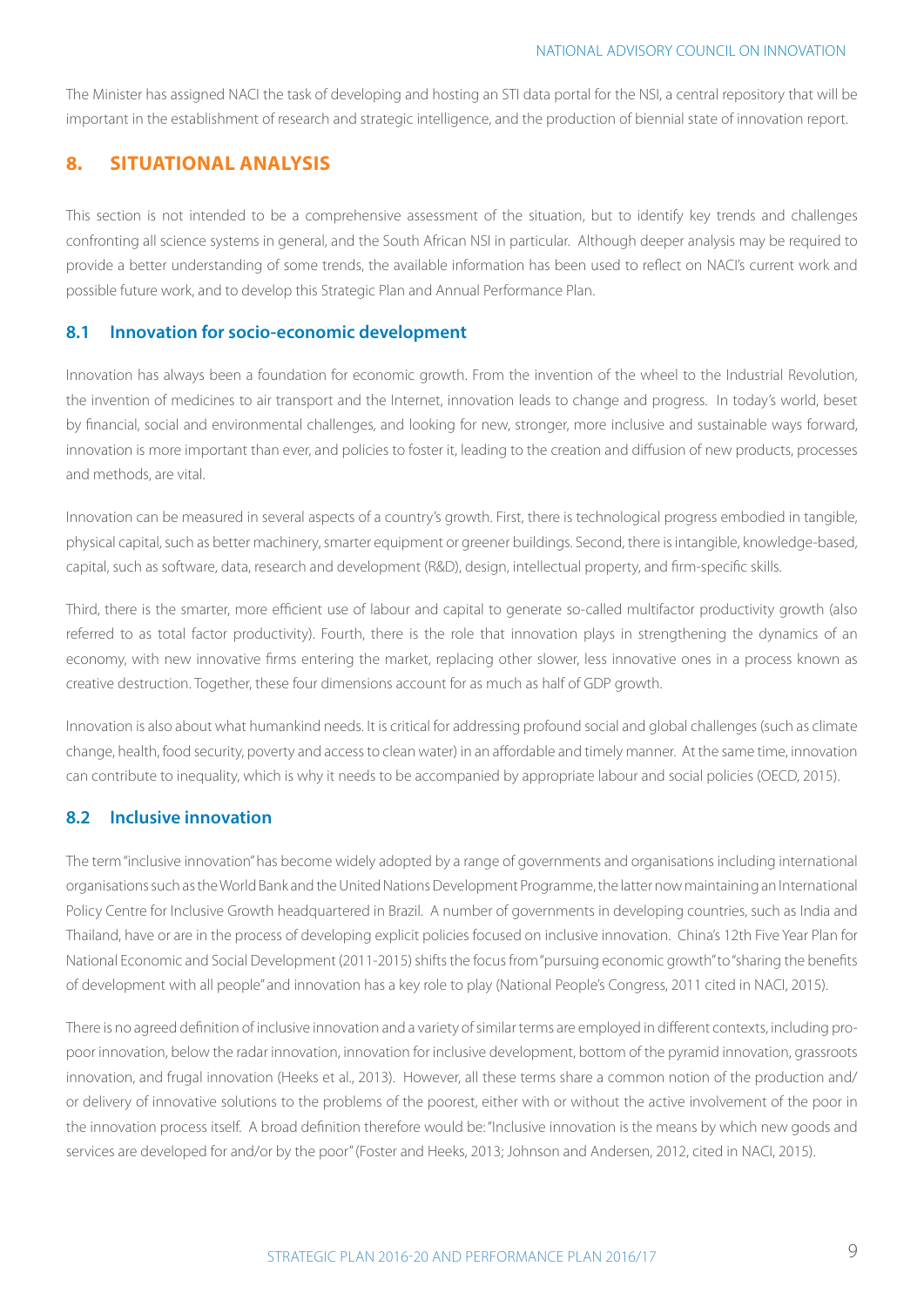The Minister has assigned NACI the task of developing and hosting an STI data portal for the NSI, a central repository that will be important in the establishment of research and strategic intelligence, and the production of biennial state of innovation report.

## 8. SITUATIONAL ANALYSIS

This section is not intended to be a comprehensive assessment of the situation, but to identify key trends and challenges confronting all science systems in general, and the South African NSI in particular. Although deeper analysis may be required to provide a better understanding of some trends, the available information has been used to reflect on NACI's current work and possible future work, and to develop this Strategic Plan and Annual Performance Plan.

### 8.1 Innovation for socio-economic development

Innovation has always been a foundation for economic growth. From the invention of the wheel to the Industrial Revolution, the invention of medicines to air transport and the Internet, innovation leads to change and progress. In today's world, beset by financial, social and environmental challenges, and looking for new, stronger, more inclusive and sustainable ways forward, innovation is more important than ever, and policies to foster it, leading to the creation and diffusion of new products, processes and methods, are vital.

Innovation can be measured in several aspects of a country's growth. First, there is technological progress embodied in tangible, physical capital, such as better machinery, smarter equipment or greener buildings. Second, there is intangible, knowledge-based, capital, such as software, data, research and development (R&D), design, intellectual property, and firm-specific skills.

Third, there is the smarter, more efficient use of labour and capital to generate so-called multifactor productivity growth (also referred to as total factor productivity). Fourth, there is the role that innovation plays in strengthening the dynamics of an economy, with new innovative firms entering the market, replacing other slower, less innovative ones in a process known as creative destruction. Together, these four dimensions account for as much as half of GDP growth.

Innovation is also about what humankind needs. It is critical for addressing profound social and global challenges (such as climate change, health, food security, poverty and access to clean water) in an affordable and timely manner. At the same time, innovation can contribute to inequality, which is why it needs to be accompanied by appropriate labour and social policies (OECD, 2015).

### 8.2 Inclusive innovation

The term "inclusive innovation" has become widely adopted by a range of governments and organisations including international organisations such as the World Bank and the United Nations Development Programme, the latter now maintaining an International Policy Centre for Inclusive Growth headquartered in Brazil. A number of governments in developing countries, such as India and Thailand, have or are in the process of developing explicit policies focused on inclusive innovation. China's 12th Five Year Plan for National Economic and Social Development (2011-2015) shifts the focus from "pursuing economic growth" to "sharing the benefits of development with all people" and innovation has a key role to play (National People's Congress, 2011 cited in NACI, 2015).

There is no agreed definition of inclusive innovation and a variety of similar terms are employed in different contexts, including pro-poor innovation, below the radar innovation, innovation for inclusive development, bottom of the pyramid innovation, grassroots innovation, and frugal innovation (Heeks et al., 2013). However, all these terms share a common notion of the production and/or delivery of innovative solutions to the problems of the poorest, either with or without the active involvement of the poor in the innovation process itself. A broad definition therefore would be: "Inclusive innovation is the means by which new goods and services are developed for and/or by the poor" (Foster and Heeks, 2013; Johnson and Andersen, 2012, cited in NACI, 2015).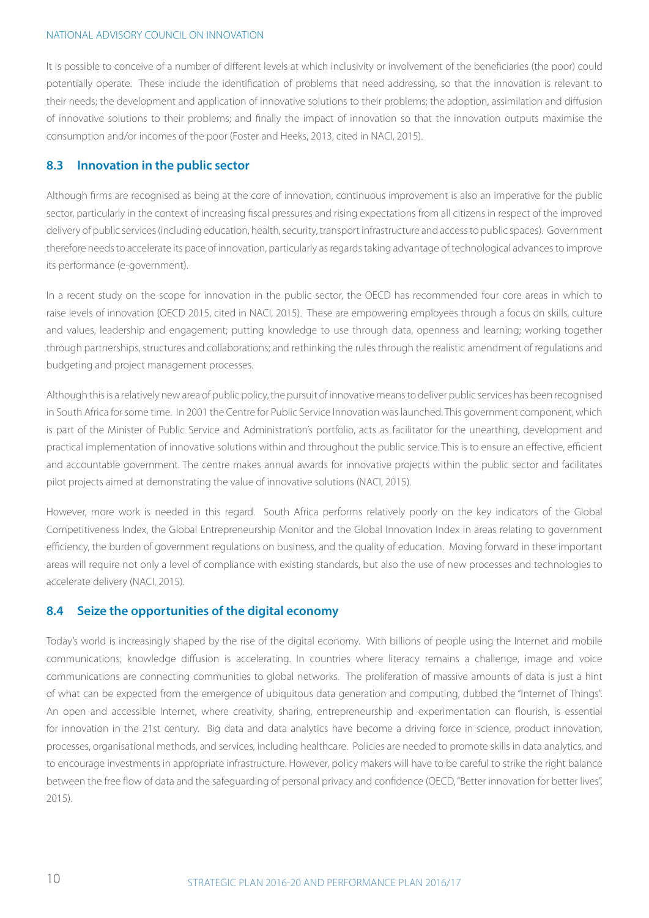It is possible to conceive of a number of different levels at which inclusivity or involvement of the beneficiaries (the poor) could potentially operate. These include the identification of problems that need addressing, so that the innovation is relevant to their needs; the development and application of innovative solutions to their problems; the adoption, assimilation and diffusion of innovative solutions to their problems; and finally the impact of innovation so that the innovation outputs maximise the consumption and/or incomes of the poor (Foster and Heeks, 2013, cited in NACI, 2015).

## 8.3 Innovation in the public sector

Although firms are recognised as being at the core of innovation, continuous improvement is also an imperative for the public sector, particularly in the context of increasing fiscal pressures and rising expectations from all citizens in respect of the improved delivery of public services (including education, health, security, transport infrastructure and access to public spaces). Government therefore needs to accelerate its pace of innovation, particularly as regards taking advantage of technological advances to improve its performance (e-government).

In a recent study on the scope for innovation in the public sector, the OECD has recommended four core areas in which to raise levels of innovation (OECD 2015, cited in NACI, 2015). These are empowering employees through a focus on skills, culture and values, leadership and engagement; putting knowledge to use through data, openness and learning; working together through partnerships, structures and collaborations; and rethinking the rules through the realistic amendment of regulations and budgeting and project management processes.

Although this is a relatively new area of public policy, the pursuit of innovative means to deliver public services has been recognised in South Africa for some time. In 2001 the Centre for Public Service Innovation was launched. This government component, which is part of the Minister of Public Service and Administration's portfolio, acts as facilitator for the unearthing, development and practical implementation of innovative solutions within and throughout the public service. This is to ensure an effective, efficient and accountable government. The centre makes annual awards for innovative projects within the public sector and facilitates pilot projects aimed at demonstrating the value of innovative solutions (NACI, 2015).

However, more work is needed in this regard. South Africa performs relatively poorly on the key indicators of the Global Competitiveness Index, the Global Entrepreneurship Monitor and the Global Innovation Index in areas relating to government efficiency, the burden of government regulations on business, and the quality of education. Moving forward in these important areas will require not only a level of compliance with existing standards, but also the use of new processes and technologies to accelerate delivery (NACI, 2015).

## 8.4 Seize the opportunities of the digital economy

Today's world is increasingly shaped by the rise of the digital economy. With billions of people using the Internet and mobile communications, knowledge diffusion is accelerating. In countries where literacy remains a challenge, image and voice communications are connecting communities to global networks. The proliferation of massive amounts of data is just a hint of what can be expected from the emergence of ubiquitous data generation and computing, dubbed the "Internet of Things". An open and accessible Internet, where creativity, sharing, entrepreneurship and experimentation can flourish, is essential for innovation in the 21st century. Big data and data analytics have become a driving force in science, product innovation, processes, organisational methods, and services, including healthcare. Policies are needed to promote skills in data analytics, and to encourage investments in appropriate infrastructure. However, policy makers will have to be careful to strike the right balance between the free flow of data and the safeguarding of personal privacy and confidence (OECD, "Better innovation for better lives", 2015).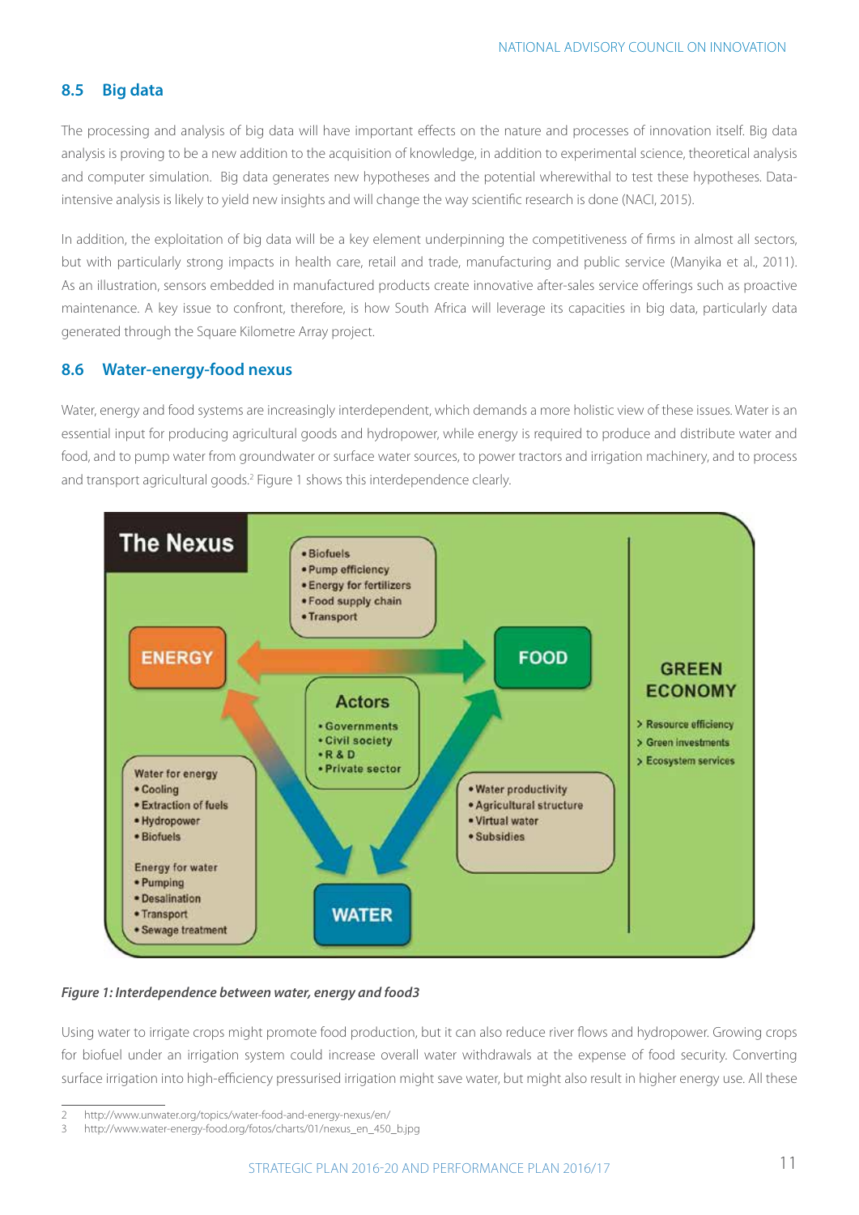## 8.5 Big data

The processing and analysis of big data will have important effects on the nature and processes of innovation itself. Big data analysis is proving to be a new addition to the acquisition of knowledge, in addition to experimental science, theoretical analysis and computer simulation. Big data generates new hypotheses and the potential wherewithal to test these hypotheses. Data-intensive analysis is likely to yield new insights and will change the way scientific research is done (NACI, 2015).

In addition, the exploitation of big data will be a key element underpinning the competitiveness of firms in almost all sectors, but with particularly strong impacts in health care, retail and trade, manufacturing and public service (Manyika et al., 2011). As an illustration, sensors embedded in manufactured products create innovative after-sales service offerings such as proactive maintenance. A key issue to confront, therefore, is how South Africa will leverage its capacities in big data, particularly data generated through the Square Kilometre Array project.

## 8.6 Water-energy-food nexus

Water, energy and food systems are increasingly interdependent, which demands a more holistic view of these issues. Water is an essential input for producing agricultural goods and hydropower, while energy is required to produce and distribute water and food, and to pump water from groundwater or surface water sources, to power tractors and irrigation machinery, and to process and transport agricultural goods.[2] Figure 1 shows this interdependence clearly.

*Figure 1: Interdependence between water, energy and food[3]*

Using water to irrigate crops might promote food production, but it can also reduce river flows and hydropower. Growing crops for biofuel under an irrigation system could increase overall water withdrawals at the expense of food security. Converting surface irrigation into high-efficiency pressurised irrigation might save water, but might also result in higher energy use. All these

---

2 http://www.unwater.org/topics/water-food-and-energy-nexus/en/

3 http://www.water-energy-food.org/fotos/charts/01/nexus_en_450_b.jpg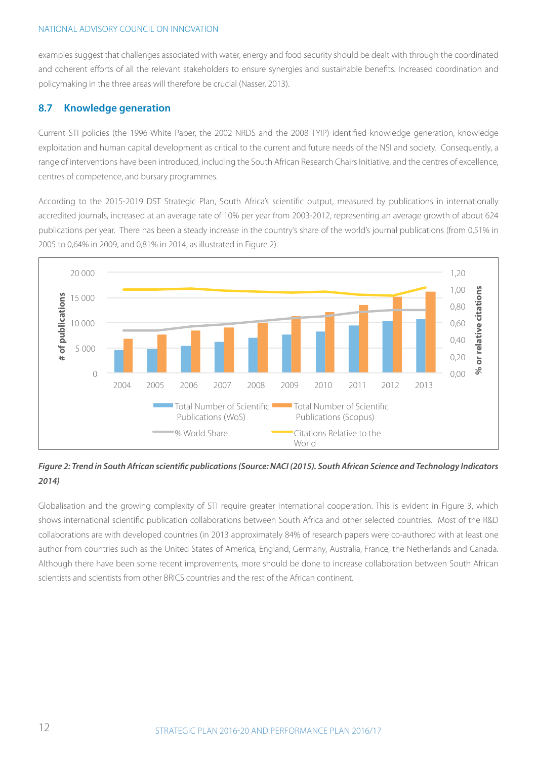examples suggest that challenges associated with water, energy and food security should be dealt with through the coordinated and coherent efforts of all the relevant stakeholders to ensure synergies and sustainable benefits. Increased coordination and policymaking in the three areas will therefore be crucial (Nasser, 2013).

## 8.7 Knowledge generation

Current STI policies (the 1996 White Paper, the 2002 NRDS and the 2008 TYIP) identified knowledge generation, knowledge exploitation and human capital development as critical to the current and future needs of the NSI and society. Consequently, a range of interventions have been introduced, including the South African Research Chairs Initiative, and the centres of excellence, centres of competence, and bursary programmes.

According to the 2015-2019 DST Strategic Plan, South Africa's scientific output, measured by publications in internationally accredited journals, increased at an average rate of 10% per year from 2003-2012, representing an average growth of about 624 publications per year. There has been a steady increase in the country's share of the world's journal publications (from 0,51% in 2005 to 0,64% in 2009, and 0,81% in 2014, as illustrated in Figure 2).

***Figure 2: Trend in South African scientific publications (Source: NACI (2015). South African Science and Technology Indicators 2014)***

Globalisation and the growing complexity of STI require greater international cooperation. This is evident in Figure 3, which shows international scientific publication collaborations between South Africa and other selected countries. Most of the R&D collaborations are with developed countries (in 2013 approximately 84% of research papers were co-authored with at least one author from countries such as the United States of America, England, Germany, Australia, France, the Netherlands and Canada. Although there have been some recent improvements, more should be done to increase collaboration between South African scientists and scientists from other BRICS countries and the rest of the African continent.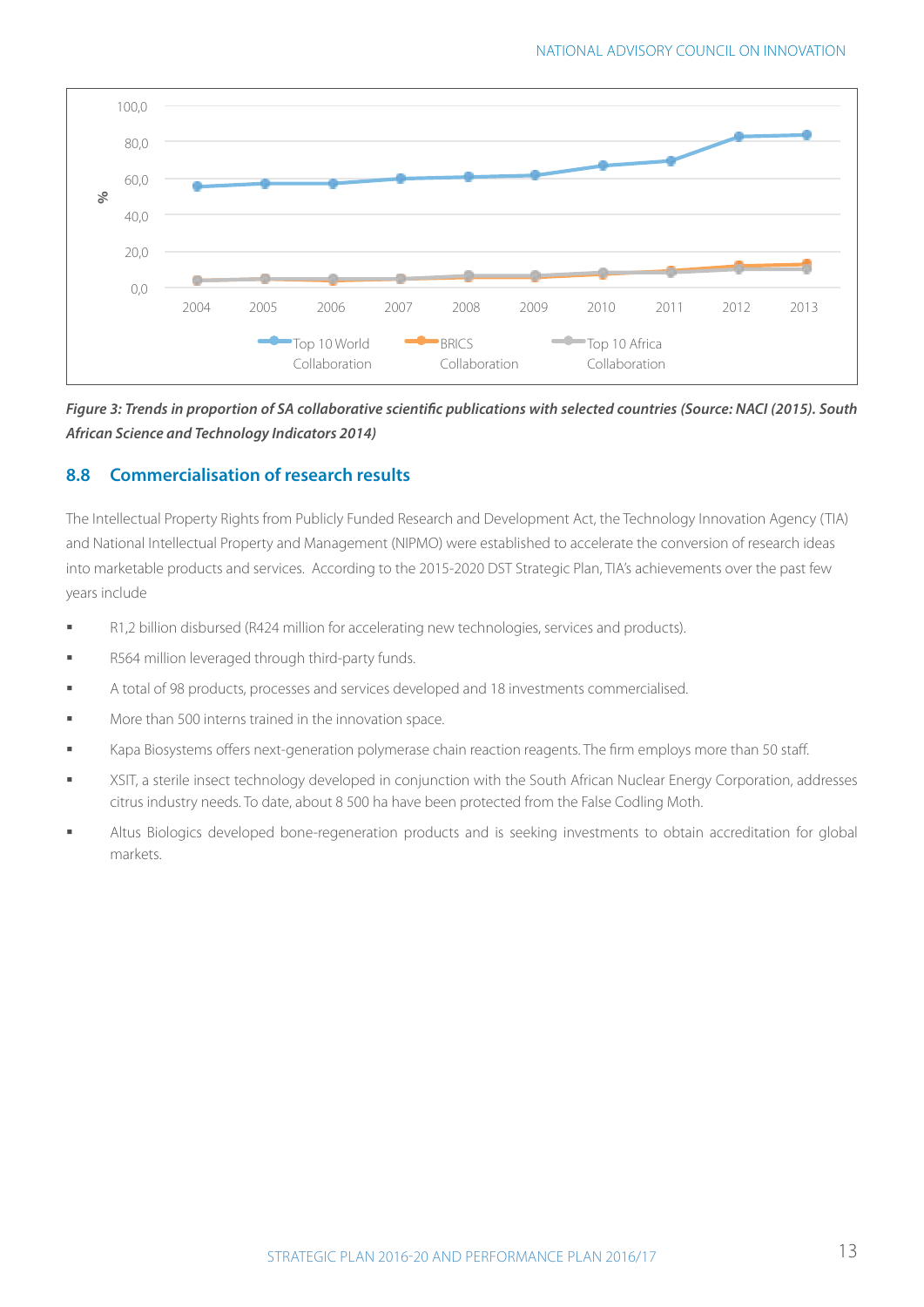*Figure 3: Trends in proportion of SA collaborative scientific publications with selected countries (Source: NACI (2015). South African Science and Technology Indicators 2014)*

## 8.8 Commercialisation of research results

The Intellectual Property Rights from Publicly Funded Research and Development Act, the Technology Innovation Agency (TIA) and National Intellectual Property and Management (NIPMO) were established to accelerate the conversion of research ideas into marketable products and services. According to the 2015-2020 DST Strategic Plan, TIA's achievements over the past few years include

- R1,2 billion disbursed (R424 million for accelerating new technologies, services and products).
- R564 million leveraged through third-party funds.
- A total of 98 products, processes and services developed and 18 investments commercialised.
- More than 500 interns trained in the innovation space.
- Kapa Biosystems offers next-generation polymerase chain reaction reagents. The firm employs more than 50 staff.
- XSIT, a sterile insect technology developed in conjunction with the South African Nuclear Energy Corporation, addresses citrus industry needs. To date, about 8 500 ha have been protected from the False Codling Moth.
- Altus Biologics developed bone-regeneration products and is seeking investments to obtain accreditation for global markets.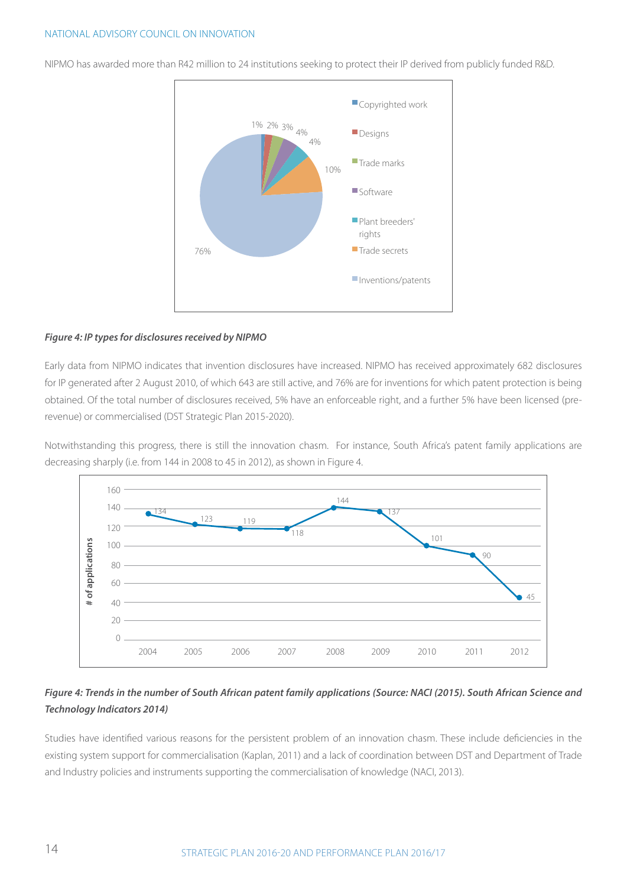NIPMO has awarded more than R42 million to 24 institutions seeking to protect their IP derived from publicly funded R&D.

*Figure 4: IP types for disclosures received by NIPMO*

Early data from NIPMO indicates that invention disclosures have increased. NIPMO has received approximately 682 disclosures for IP generated after 2 August 2010, of which 643 are still active, and 76% are for inventions for which patent protection is being obtained. Of the total number of disclosures received, 5% have an enforceable right, and a further 5% have been licensed (pre-revenue) or commercialised (DST Strategic Plan 2015-2020).

Notwithstanding this progress, there is still the innovation chasm. For instance, South Africa's patent family applications are decreasing sharply (i.e. from 144 in 2008 to 45 in 2012), as shown in Figure 4.

*Figure 4: Trends in the number of South African patent family applications (Source: NACI (2015). South African Science and Technology Indicators 2014)*

Studies have identified various reasons for the persistent problem of an innovation chasm. These include deficiencies in the existing system support for commercialisation (Kaplan, 2011) and a lack of coordination between DST and Department of Trade and Industry policies and instruments supporting the commercialisation of knowledge (NACI, 2013).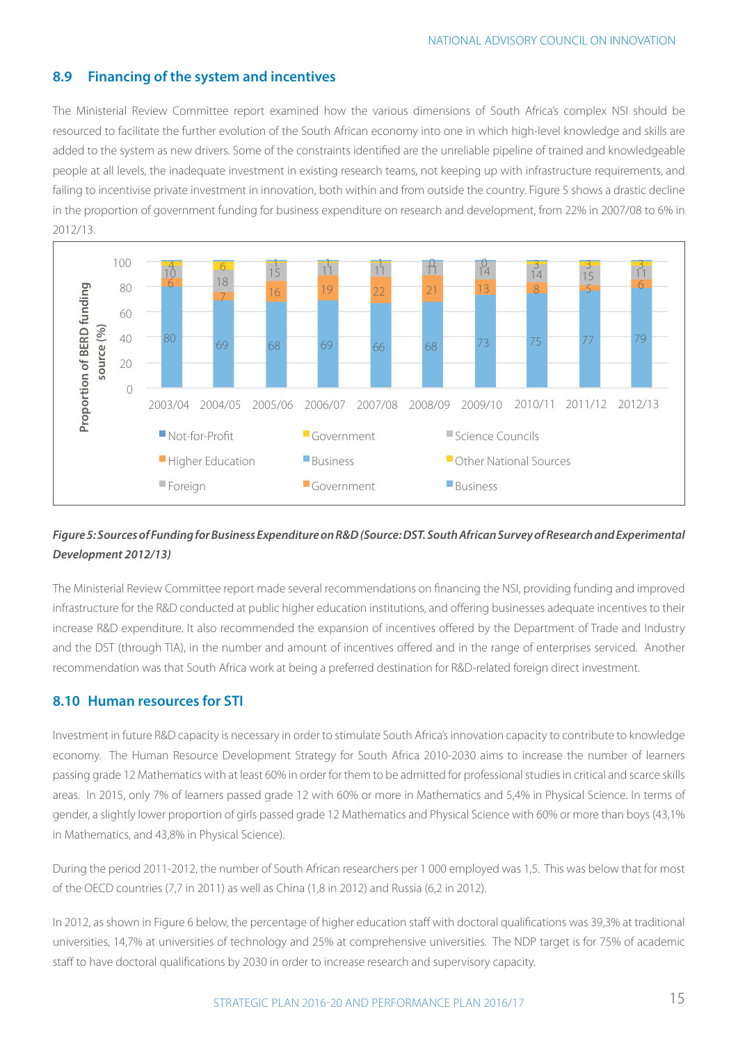## 8.9 Financing of the system and incentives

The Ministerial Review Committee report examined how the various dimensions of South Africa's complex NSI should be resourced to facilitate the further evolution of the South African economy into one in which high-level knowledge and skills are added to the system as new drivers. Some of the constraints identified are the unreliable pipeline of trained and knowledgeable people at all levels, the inadequate investment in existing research teams, not keeping up with infrastructure requirements, and failing to incentivise private investment in innovation, both within and from outside the country. Figure 5 shows a drastic decline in the proportion of government funding for business expenditure on research and development, from 22% in 2007/08 to 6% in 2012/13.

*Figure 5: Sources of Funding for Business Expenditure on R&D (Source: DST. South African Survey of Research and Experimental Development 2012/13)*

The Ministerial Review Committee report made several recommendations on financing the NSI, providing funding and improved infrastructure for the R&D conducted at public higher education institutions, and offering businesses adequate incentives to their increase R&D expenditure. It also recommended the expansion of incentives offered by the Department of Trade and Industry and the DST (through TIA), in the number and amount of incentives offered and in the range of enterprises serviced. Another recommendation was that South Africa work at being a preferred destination for R&D-related foreign direct investment.

## 8.10 Human resources for STI

Investment in future R&D capacity is necessary in order to stimulate South Africa's innovation capacity to contribute to knowledge economy. The Human Resource Development Strategy for South Africa 2010-2030 aims to increase the number of learners passing grade 12 Mathematics with at least 60% in order for them to be admitted for professional studies in critical and scarce skills areas. In 2015, only 7% of learners passed grade 12 with 60% or more in Mathematics and 5,4% in Physical Science. In terms of gender, a slightly lower proportion of girls passed grade 12 Mathematics and Physical Science with 60% or more than boys (43,1% in Mathematics, and 43,8% in Physical Science).

During the period 2011-2012, the number of South African researchers per 1 000 employed was 1,5. This was below that for most of the OECD countries (7,7 in 2011) as well as China (1,8 in 2012) and Russia (6,2 in 2012).

In 2012, as shown in Figure 6 below, the percentage of higher education staff with doctoral qualifications was 39,3% at traditional universities, 14,7% at universities of technology and 25% at comprehensive universities. The NDP target is for 75% of academic staff to have doctoral qualifications by 2030 in order to increase research and supervisory capacity.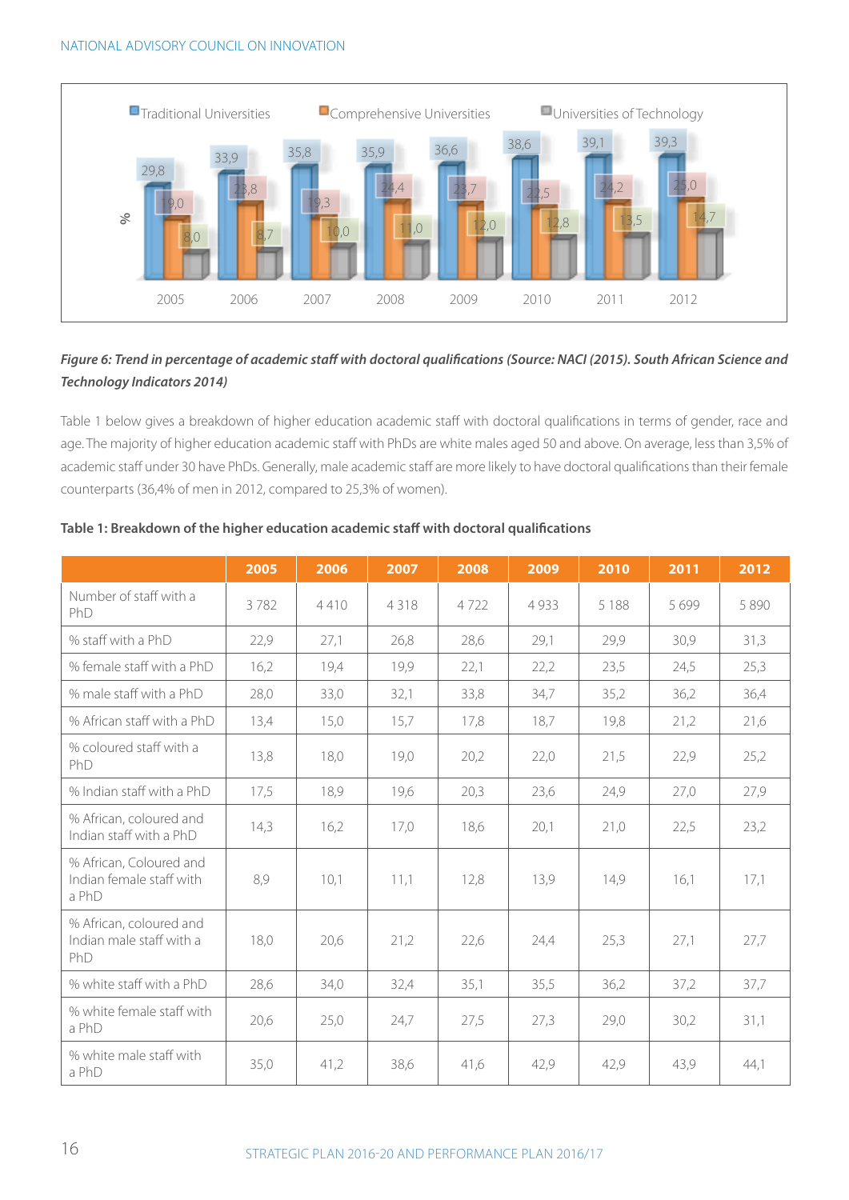Figure 6 (bar chart): %

| | Traditional Universities | Comprehensive Universities | Universities of Technology |
|---|---|---|---|
| 2005 | 29,8 | 19,0 | 8,0 |
| 2006 | 33,9 | 23,8 | 8,7 |
| 2007 | 35,8 | 19,3 | 10,0 |
| 2008 | 35,9 | 24,4 | 11,0 |
| 2009 | 36,6 | 23,7 | 12,0 |
| 2010 | 38,6 | 22,5 | 12,8 |
| 2011 | 39,1 | 24,2 | 13,5 |
| 2012 | 39,3 | 25,0 | 14,7 |

***Figure 6: Trend in percentage of academic staff with doctoral qualifications (Source: NACI (2015). South African Science and Technology Indicators 2014)***

Table 1 below gives a breakdown of higher education academic staff with doctoral qualifications in terms of gender, race and age. The majority of higher education academic staff with PhDs are white males aged 50 and above. On average, less than 3,5% of academic staff under 30 have PhDs. Generally, male academic staff are more likely to have doctoral qualifications than their female counterparts (36,4% of men in 2012, compared to 25,3% of women).

**Table 1: Breakdown of the higher education academic staff with doctoral qualifications**

| | 2005 | 2006 | 2007 | 2008 | 2009 | 2010 | 2011 | 2012 |
|---|---|---|---|---|---|---|---|---|
| Number of staff with a PhD | 3 782 | 4 410 | 4 318 | 4 722 | 4 933 | 5 188 | 5 699 | 5 890 |
| % staff with a PhD | 22,9 | 27,1 | 26,8 | 28,6 | 29,1 | 29,9 | 30,9 | 31,3 |
| % female staff with a PhD | 16,2 | 19,4 | 19,9 | 22,1 | 22,2 | 23,5 | 24,5 | 25,3 |
| % male staff with a PhD | 28,0 | 33,0 | 32,1 | 33,8 | 34,7 | 35,2 | 36,2 | 36,4 |
| % African staff with a PhD | 13,4 | 15,0 | 15,7 | 17,8 | 18,7 | 19,8 | 21,2 | 21,6 |
| % coloured staff with a PhD | 13,8 | 18,0 | 19,0 | 20,2 | 22,0 | 21,5 | 22,9 | 25,2 |
| % Indian staff with a PhD | 17,5 | 18,9 | 19,6 | 20,3 | 23,6 | 24,9 | 27,0 | 27,9 |
| % African, coloured and Indian staff with a PhD | 14,3 | 16,2 | 17,0 | 18,6 | 20,1 | 21,0 | 22,5 | 23,2 |
| % African, Coloured and Indian female staff with a PhD | 8,9 | 10,1 | 11,1 | 12,8 | 13,9 | 14,9 | 16,1 | 17,1 |
| % African, coloured and Indian male staff with a PhD | 18,0 | 20,6 | 21,2 | 22,6 | 24,4 | 25,3 | 27,1 | 27,7 |
| % white staff with a PhD | 28,6 | 34,0 | 32,4 | 35,1 | 35,5 | 36,2 | 37,2 | 37,7 |
| % white female staff with a PhD | 20,6 | 25,0 | 24,7 | 27,5 | 27,3 | 29,0 | 30,2 | 31,1 |
| % white male staff with a PhD | 35,0 | 41,2 | 38,6 | 41,6 | 42,9 | 42,9 | 43,9 | 44,1 |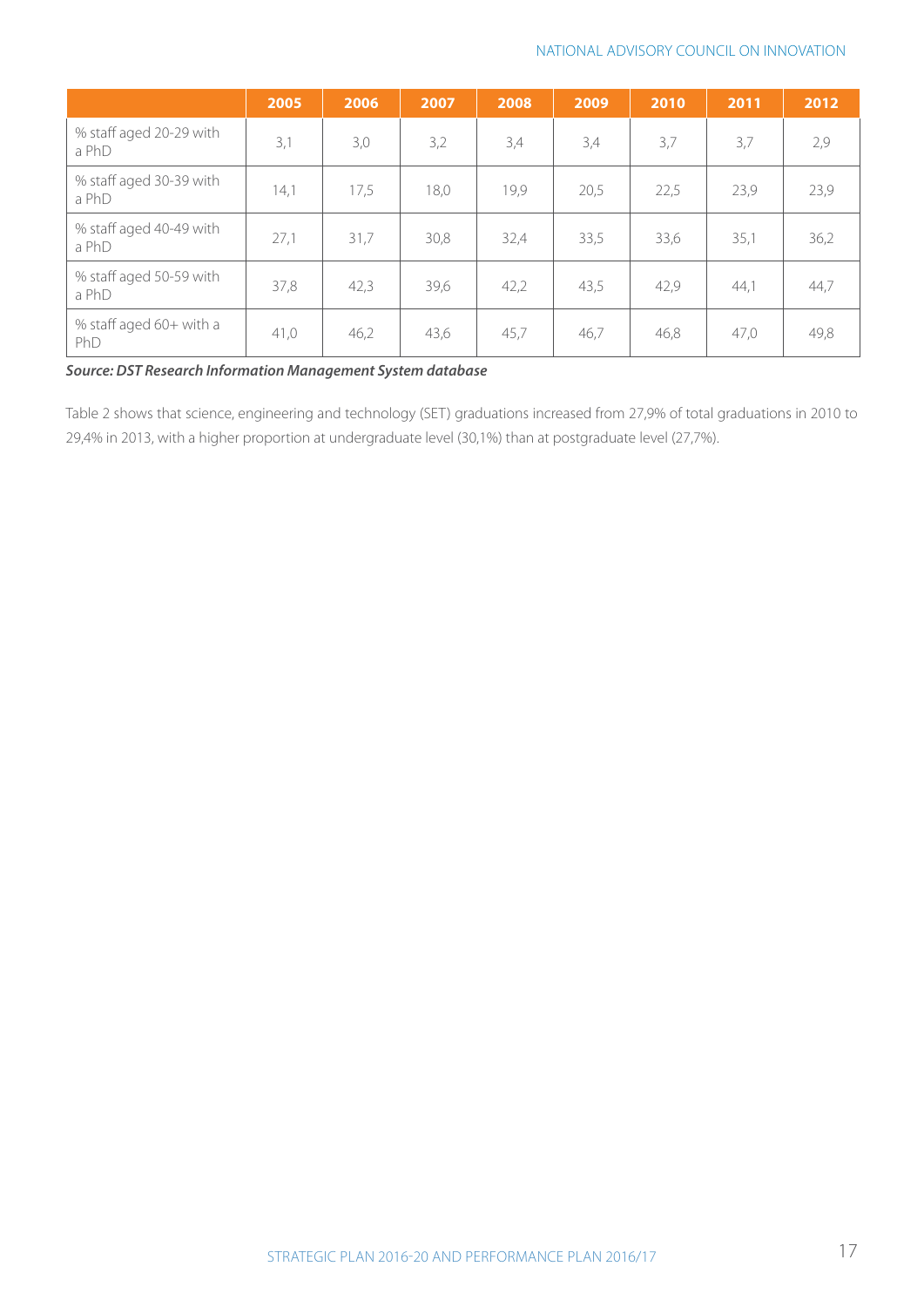| | 2005 | 2006 | 2007 | 2008 | 2009 | 2010 | 2011 | 2012 |
|---|---|---|---|---|---|---|---|---|
| % staff aged 20-29 with a PhD | 3,1 | 3,0 | 3,2 | 3,4 | 3,4 | 3,7 | 3,7 | 2,9 |
| % staff aged 30-39 with a PhD | 14,1 | 17,5 | 18,0 | 19,9 | 20,5 | 22,5 | 23,9 | 23,9 |
| % staff aged 40-49 with a PhD | 27,1 | 31,7 | 30,8 | 32,4 | 33,5 | 33,6 | 35,1 | 36,2 |
| % staff aged 50-59 with a PhD | 37,8 | 42,3 | 39,6 | 42,2 | 43,5 | 42,9 | 44,1 | 44,7 |
| % staff aged 60+ with a PhD | 41,0 | 46,2 | 43,6 | 45,7 | 46,7 | 46,8 | 47,0 | 49,8 |

***Source: DST Research Information Management System database***

Table 2 shows that science, engineering and technology (SET) graduations increased from 27,9% of total graduations in 2010 to 29,4% in 2013, with a higher proportion at undergraduate level (30,1%) than at postgraduate level (27,7%).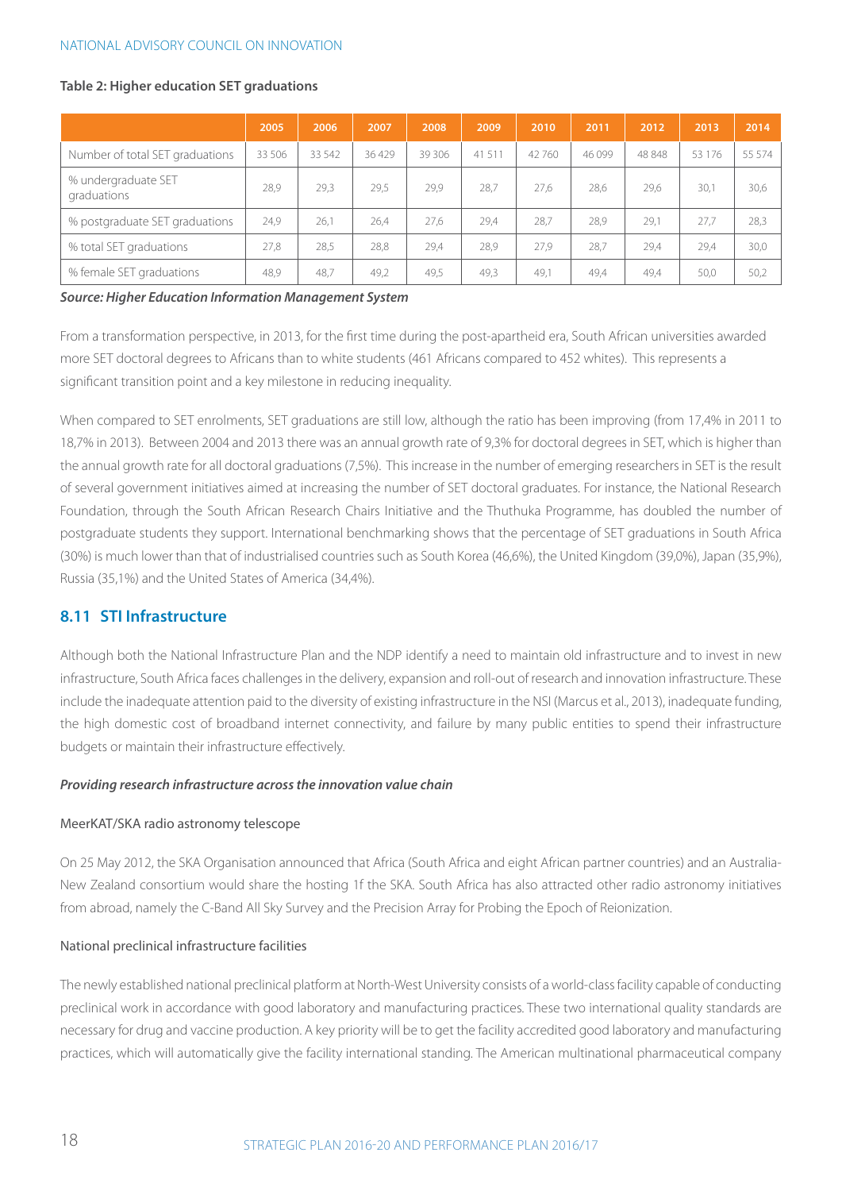**Table 2: Higher education SET graduations**

| | 2005 | 2006 | 2007 | 2008 | 2009 | 2010 | 2011 | 2012 | 2013 | 2014 |
|---|---|---|---|---|---|---|---|---|---|---|
| Number of total SET graduations | 33 506 | 33 542 | 36 429 | 39 306 | 41 511 | 42 760 | 46 099 | 48 848 | 53 176 | 55 574 |
| % undergraduate SET graduations | 28,9 | 29,3 | 29,5 | 29,9 | 28,7 | 27,6 | 28,6 | 29,6 | 30,1 | 30,6 |
| % postgraduate SET graduations | 24,9 | 26,1 | 26,4 | 27,6 | 29,4 | 28,7 | 28,9 | 29,1 | 27,7 | 28,3 |
| % total SET graduations | 27,8 | 28,5 | 28,8 | 29,4 | 28,9 | 27,9 | 28,7 | 29,4 | 29,4 | 30,0 |
| % female SET graduations | 48,9 | 48,7 | 49,2 | 49,5 | 49,3 | 49,1 | 49,4 | 49,4 | 50,0 | 50,2 |

***Source: Higher Education Information Management System***

From a transformation perspective, in 2013, for the first time during the post-apartheid era, South African universities awarded more SET doctoral degrees to Africans than to white students (461 Africans compared to 452 whites). This represents a significant transition point and a key milestone in reducing inequality.

When compared to SET enrolments, SET graduations are still low, although the ratio has been improving (from 17,4% in 2011 to 18,7% in 2013). Between 2004 and 2013 there was an annual growth rate of 9,3% for doctoral degrees in SET, which is higher than the annual growth rate for all doctoral graduations (7,5%). This increase in the number of emerging researchers in SET is the result of several government initiatives aimed at increasing the number of SET doctoral graduates. For instance, the National Research Foundation, through the South African Research Chairs Initiative and the Thuthuka Programme, has doubled the number of postgraduate students they support. International benchmarking shows that the percentage of SET graduations in South Africa (30%) is much lower than that of industrialised countries such as South Korea (46,6%), the United Kingdom (39,0%), Japan (35,9%), Russia (35,1%) and the United States of America (34,4%).

## 8.11 STI Infrastructure

Although both the National Infrastructure Plan and the NDP identify a need to maintain old infrastructure and to invest in new infrastructure, South Africa faces challenges in the delivery, expansion and roll-out of research and innovation infrastructure. These include the inadequate attention paid to the diversity of existing infrastructure in the NSI (Marcus et al., 2013), inadequate funding, the high domestic cost of broadband internet connectivity, and failure by many public entities to spend their infrastructure budgets or maintain their infrastructure effectively.

***Providing research infrastructure across the innovation value chain***

MeerKAT/SKA radio astronomy telescope

On 25 May 2012, the SKA Organisation announced that Africa (South Africa and eight African partner countries) and an Australia-New Zealand consortium would share the hosting 1f the SKA. South Africa has also attracted other radio astronomy initiatives from abroad, namely the C-Band All Sky Survey and the Precision Array for Probing the Epoch of Reionization.

National preclinical infrastructure facilities

The newly established national preclinical platform at North-West University consists of a world-class facility capable of conducting preclinical work in accordance with good laboratory and manufacturing practices. These two international quality standards are necessary for drug and vaccine production. A key priority will be to get the facility accredited good laboratory and manufacturing practices, which will automatically give the facility international standing. The American multinational pharmaceutical company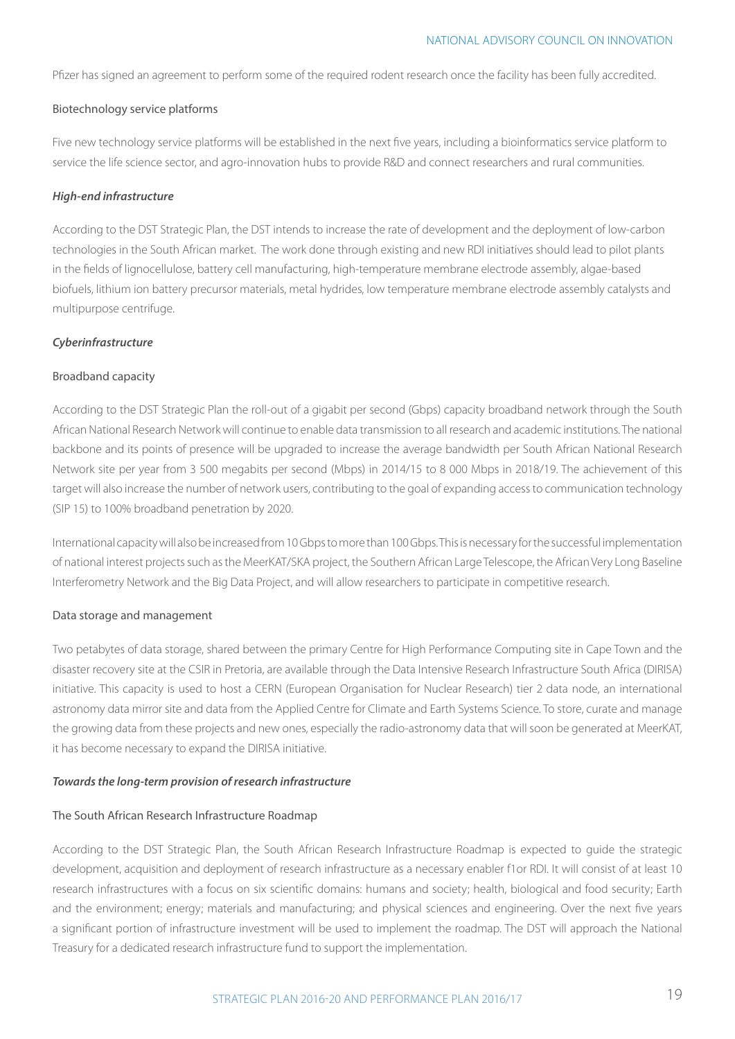Pfizer has signed an agreement to perform some of the required rodent research once the facility has been fully accredited.

Biotechnology service platforms

Five new technology service platforms will be established in the next five years, including a bioinformatics service platform to service the life science sector, and agro-innovation hubs to provide R&D and connect researchers and rural communities.

***High-end infrastructure***

According to the DST Strategic Plan, the DST intends to increase the rate of development and the deployment of low-carbon technologies in the South African market. The work done through existing and new RDI initiatives should lead to pilot plants in the fields of lignocellulose, battery cell manufacturing, high-temperature membrane electrode assembly, algae-based biofuels, lithium ion battery precursor materials, metal hydrides, low temperature membrane electrode assembly catalysts and multipurpose centrifuge.

***Cyberinfrastructure***

Broadband capacity

According to the DST Strategic Plan the roll-out of a gigabit per second (Gbps) capacity broadband network through the South African National Research Network will continue to enable data transmission to all research and academic institutions. The national backbone and its points of presence will be upgraded to increase the average bandwidth per South African National Research Network site per year from 3 500 megabits per second (Mbps) in 2014/15 to 8 000 Mbps in 2018/19. The achievement of this target will also increase the number of network users, contributing to the goal of expanding access to communication technology (SIP 15) to 100% broadband penetration by 2020.

International capacity will also be increased from 10 Gbps to more than 100 Gbps. This is necessary for the successful implementation of national interest projects such as the MeerKAT/SKA project, the Southern African Large Telescope, the African Very Long Baseline Interferometry Network and the Big Data Project, and will allow researchers to participate in competitive research.

Data storage and management

Two petabytes of data storage, shared between the primary Centre for High Performance Computing site in Cape Town and the disaster recovery site at the CSIR in Pretoria, are available through the Data Intensive Research Infrastructure South Africa (DIRISA) initiative. This capacity is used to host a CERN (European Organisation for Nuclear Research) tier 2 data node, an international astronomy data mirror site and data from the Applied Centre for Climate and Earth Systems Science. To store, curate and manage the growing data from these projects and new ones, especially the radio-astronomy data that will soon be generated at MeerKAT, it has become necessary to expand the DIRISA initiative.

***Towards the long-term provision of research infrastructure***

The South African Research Infrastructure Roadmap

According to the DST Strategic Plan, the South African Research Infrastructure Roadmap is expected to guide the strategic development, acquisition and deployment of research infrastructure as a necessary enabler f1or RDI. It will consist of at least 10 research infrastructures with a focus on six scientific domains: humans and society; health, biological and food security; Earth and the environment; energy; materials and manufacturing; and physical sciences and engineering. Over the next five years a significant portion of infrastructure investment will be used to implement the roadmap. The DST will approach the National Treasury for a dedicated research infrastructure fund to support the implementation.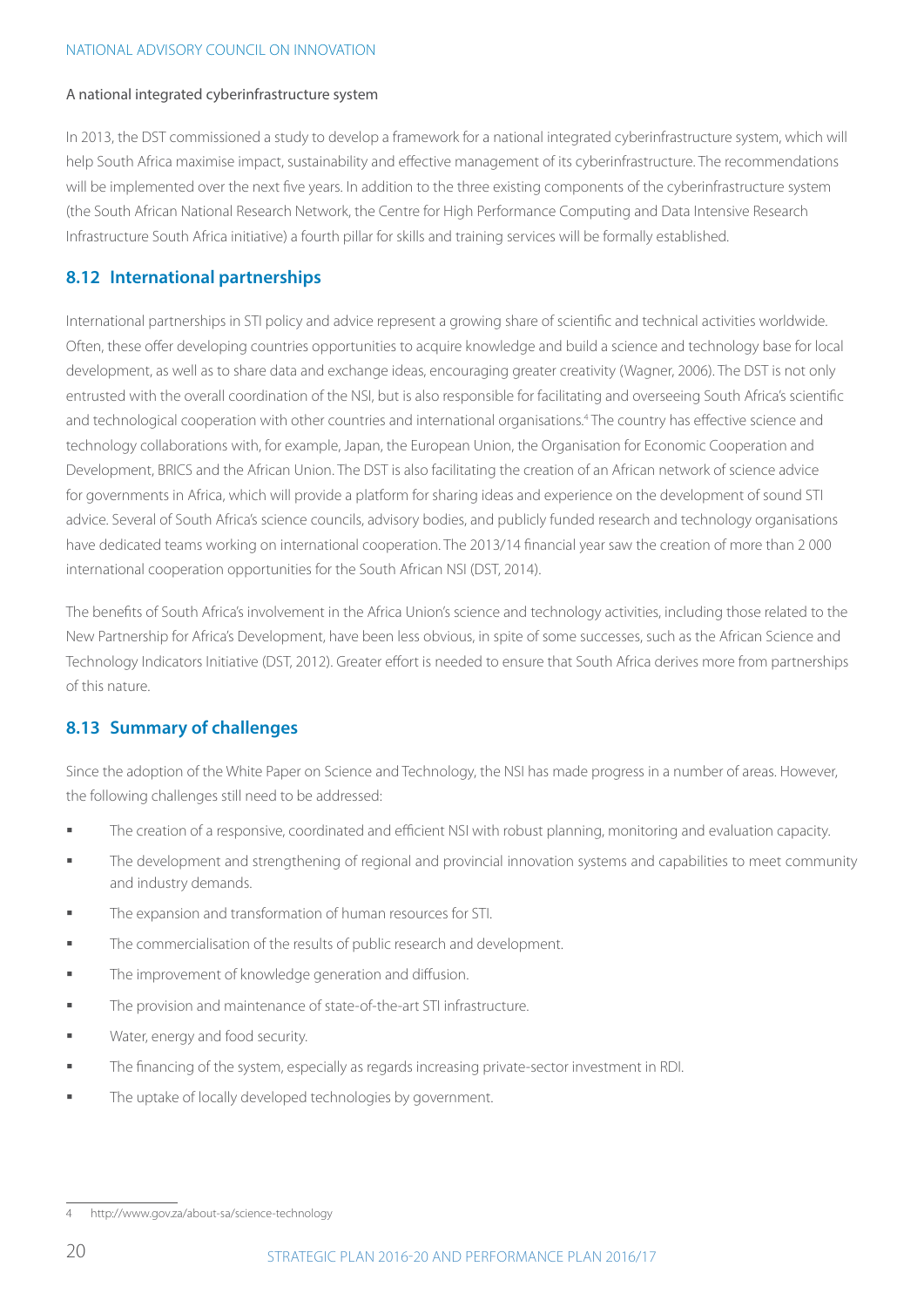A national integrated cyberinfrastructure system

In 2013, the DST commissioned a study to develop a framework for a national integrated cyberinfrastructure system, which will help South Africa maximise impact, sustainability and effective management of its cyberinfrastructure. The recommendations will be implemented over the next five years. In addition to the three existing components of the cyberinfrastructure system (the South African National Research Network, the Centre for High Performance Computing and Data Intensive Research Infrastructure South Africa initiative) a fourth pillar for skills and training services will be formally established.

## 8.12 International partnerships

International partnerships in STI policy and advice represent a growing share of scientific and technical activities worldwide. Often, these offer developing countries opportunities to acquire knowledge and build a science and technology base for local development, as well as to share data and exchange ideas, encouraging greater creativity (Wagner, 2006). The DST is not only entrusted with the overall coordination of the NSI, but is also responsible for facilitating and overseeing South Africa's scientific and technological cooperation with other countries and international organisations.[4] The country has effective science and technology collaborations with, for example, Japan, the European Union, the Organisation for Economic Cooperation and Development, BRICS and the African Union. The DST is also facilitating the creation of an African network of science advice for governments in Africa, which will provide a platform for sharing ideas and experience on the development of sound STI advice. Several of South Africa's science councils, advisory bodies, and publicly funded research and technology organisations have dedicated teams working on international cooperation. The 2013/14 financial year saw the creation of more than 2 000 international cooperation opportunities for the South African NSI (DST, 2014).

The benefits of South Africa's involvement in the Africa Union's science and technology activities, including those related to the New Partnership for Africa's Development, have been less obvious, in spite of some successes, such as the African Science and Technology Indicators Initiative (DST, 2012). Greater effort is needed to ensure that South Africa derives more from partnerships of this nature.

## 8.13 Summary of challenges

Since the adoption of the White Paper on Science and Technology, the NSI has made progress in a number of areas. However, the following challenges still need to be addressed:

- The creation of a responsive, coordinated and efficient NSI with robust planning, monitoring and evaluation capacity.
- The development and strengthening of regional and provincial innovation systems and capabilities to meet community and industry demands.
- The expansion and transformation of human resources for STI.
- The commercialisation of the results of public research and development.
- The improvement of knowledge generation and diffusion.
- The provision and maintenance of state-of-the-art STI infrastructure.
- Water, energy and food security.
- The financing of the system, especially as regards increasing private-sector investment in RDI.
- The uptake of locally developed technologies by government.

---

4 http://www.gov.za/about-sa/science-technology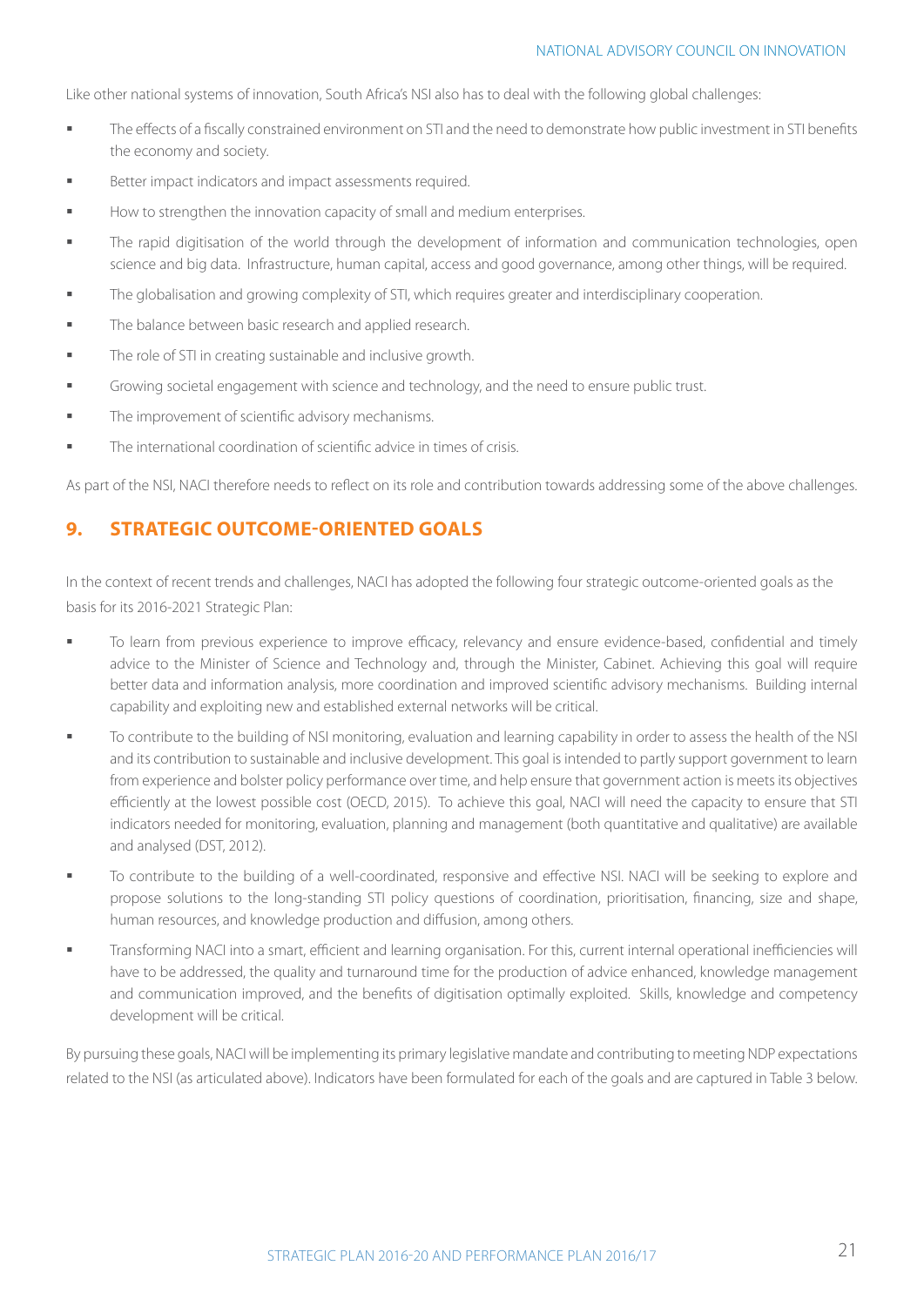Like other national systems of innovation, South Africa's NSI also has to deal with the following global challenges:

- The effects of a fiscally constrained environment on STI and the need to demonstrate how public investment in STI benefits the economy and society.
- Better impact indicators and impact assessments required.
- How to strengthen the innovation capacity of small and medium enterprises.
- The rapid digitisation of the world through the development of information and communication technologies, open science and big data. Infrastructure, human capital, access and good governance, among other things, will be required.
- The globalisation and growing complexity of STI, which requires greater and interdisciplinary cooperation.
- The balance between basic research and applied research.
- The role of STI in creating sustainable and inclusive growth.
- Growing societal engagement with science and technology, and the need to ensure public trust.
- The improvement of scientific advisory mechanisms.
- The international coordination of scientific advice in times of crisis.

As part of the NSI, NACI therefore needs to reflect on its role and contribution towards addressing some of the above challenges.

## 9. STRATEGIC OUTCOME-ORIENTED GOALS

In the context of recent trends and challenges, NACI has adopted the following four strategic outcome-oriented goals as the basis for its 2016-2021 Strategic Plan:

- To learn from previous experience to improve efficacy, relevancy and ensure evidence-based, confidential and timely advice to the Minister of Science and Technology and, through the Minister, Cabinet. Achieving this goal will require better data and information analysis, more coordination and improved scientific advisory mechanisms. Building internal capability and exploiting new and established external networks will be critical.
- To contribute to the building of NSI monitoring, evaluation and learning capability in order to assess the health of the NSI and its contribution to sustainable and inclusive development. This goal is intended to partly support government to learn from experience and bolster policy performance over time, and help ensure that government action is meets its objectives efficiently at the lowest possible cost (OECD, 2015). To achieve this goal, NACI will need the capacity to ensure that STI indicators needed for monitoring, evaluation, planning and management (both quantitative and qualitative) are available and analysed (DST, 2012).
- To contribute to the building of a well-coordinated, responsive and effective NSI. NACI will be seeking to explore and propose solutions to the long-standing STI policy questions of coordination, prioritisation, financing, size and shape, human resources, and knowledge production and diffusion, among others.
- Transforming NACI into a smart, efficient and learning organisation. For this, current internal operational inefficiencies will have to be addressed, the quality and turnaround time for the production of advice enhanced, knowledge management and communication improved, and the benefits of digitisation optimally exploited. Skills, knowledge and competency development will be critical.

By pursuing these goals, NACI will be implementing its primary legislative mandate and contributing to meeting NDP expectations related to the NSI (as articulated above). Indicators have been formulated for each of the goals and are captured in Table 3 below.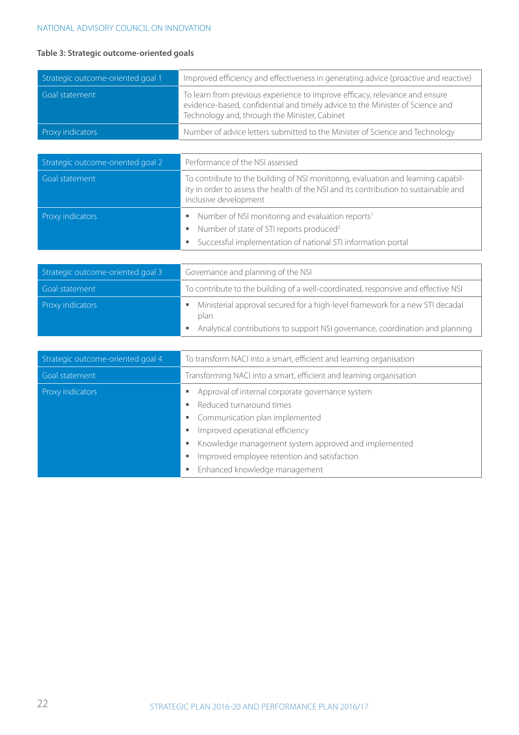**Table 3: Strategic outcome-oriented goals**

| Strategic outcome-oriented goal 1 | Improved efficiency and effectiveness in generating advice (proactive and reactive) |
|---|---|
| Goal statement | To learn from previous experience to improve efficacy, relevance and ensure evidence-based, confidential and timely advice to the Minister of Science and Technology and, through the Minister, Cabinet |
| Proxy indicators | Number of advice letters submitted to the Minister of Science and Technology |

| Strategic outcome-oriented goal 2 | Performance of the NSI assessed |
|---|---|
| Goal statement | To contribute to the building of NSI monitoring, evaluation and learning capability in order to assess the health of the NSI and its contribution to sustainable and inclusive development |
| Proxy indicators | ▪ Number of NSI monitoring and evaluation reports[1]<br>▪ Number of state of STI reports produced[2]<br>▪ Successful implementation of national STI information portal |

| Strategic outcome-oriented goal 3 | Governance and planning of the NSI |
|---|---|
| Goal statement | To contribute to the building of a well-coordinated, responsive and effective NSI |
| Proxy indicators | ▪ Ministerial approval secured for a high-level framework for a new STI decadal plan<br>▪ Analytical contributions to support NSI governance, coordination and planning |

| Strategic outcome-oriented goal 4 | To transform NACI into a smart, efficient and learning organisation |
|---|---|
| Goal statement | Transforming NACI into a smart, efficient and learning organisation |
| Proxy indicators | ▪ Approval of internal corporate governance system<br>▪ Reduced turnaround times<br>▪ Communication plan implemented<br>▪ Improved operational efficiency<br>▪ Knowledge management system approved and implemented<br>▪ Improved employee retention and satisfaction<br>▪ Enhanced knowledge management |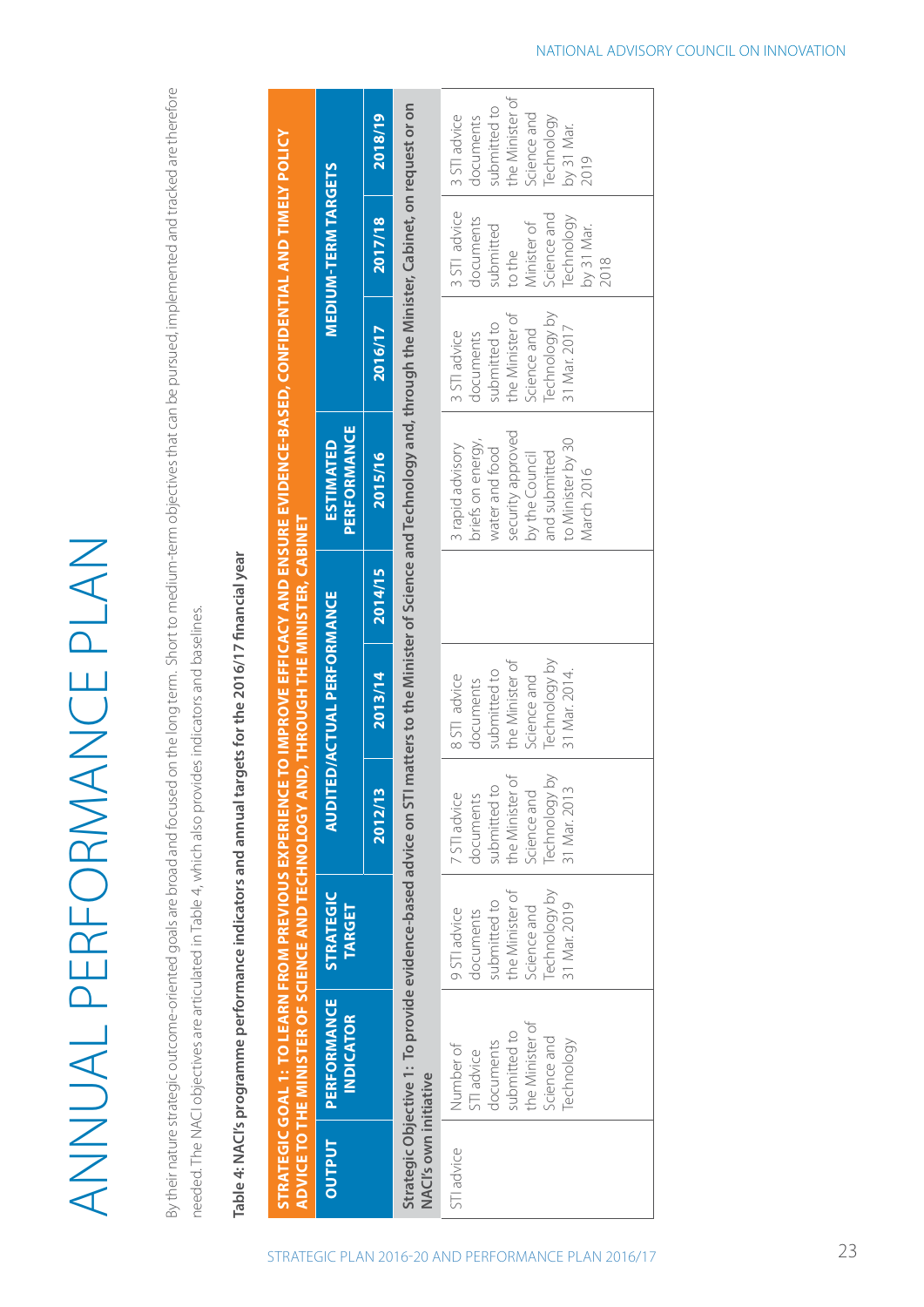# ANNUAL PERFORMANCE PLAN

By their nature strategic outcome-oriented goals are broad and focused on the long term. Short to medium-term objectives that can be pursued, implemented and tracked are therefore needed. The NACI objectives are articulated in Table 4, which also provides indicators and baselines.

**Table 4: NACI's programme performance indicators and annual targets for the 2016/17 financial year**

| STRATEGIC GOAL 1: TO LEARN FROM PREVIOUS EXPERIENCE TO IMPROVE EFFICACY AND ENSURE EVIDENCE-BASED, CONFIDENTIAL AND TIMELY POLICY ADVICE TO THE MINISTER OF SCIENCE AND TECHNOLOGY AND, THROUGH THE MINISTER, CABINET | | | | | | | | | |
|---|---|---|---|---|---|---|---|---|---|
| OUTPUT | PERFORMANCE INDICATOR | STRATEGIC TARGET | AUDITED/ACTUAL PERFORMANCE | | | ESTIMATED PERFORMANCE | MEDIUM-TERM TARGETS | | |
| | | | 2012/13 | 2013/14 | 2014/15 | 2015/16 | 2016/17 | 2017/18 | 2018/19 |
| **Strategic Objective 1: To provide evidence-based advice on STI matters to the Minister of Science and Technology and, through the Minister, Cabinet, on request or on NACI's own initiative** | | | | | | | | | |
| STI advice | Number of STI advice documents submitted to the Minister of Science and Technology | 9 STI advice documents submitted to the Minister of Science and Technology by 31 Mar. 2019 | 7 STI advice documents submitted to the Minister of Science and Technology by 31 Mar. 2013 | 8 STI advice documents submitted to the Minister of Science and Technology by 31 Mar. 2014. | | 3 rapid advisory briefs on energy, water and food security approved by the Council and submitted to Minister by 30 March 2016 | 3 STI advice documents submitted to the Minister of Science and Technology by 31 Mar. 2017 | 3 STI advice documents submitted to the Minister of Science and Technology by 31 Mar. 2018 | 3 STI advice documents submitted to the Minister of Science and Technology by 31 Mar. 2019 |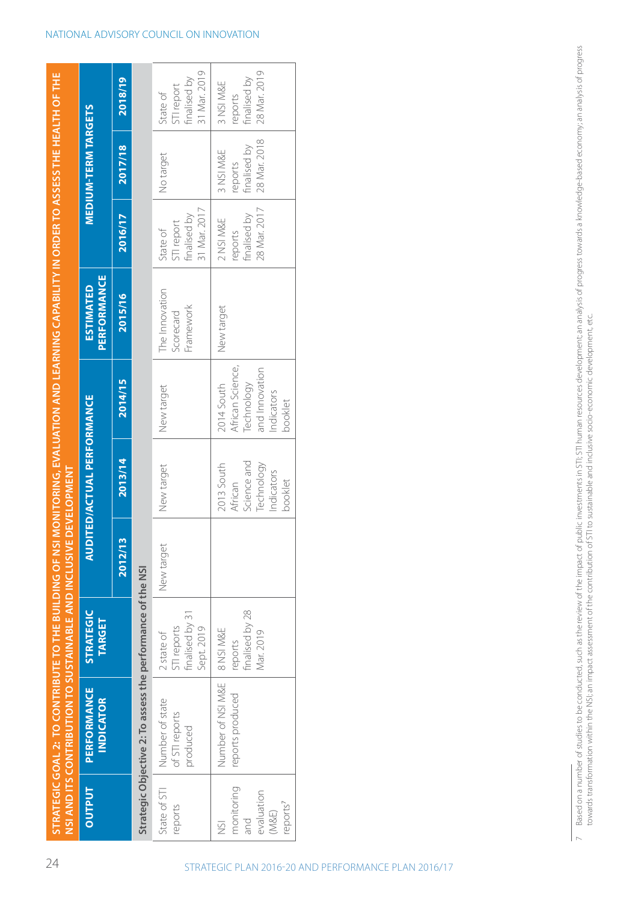| STRATEGIC GOAL 2: TO CONTRIBUTE TO THE BUILDING OF NSI MONITORING, EVALUATION AND LEARNING CAPABILITY IN ORDER TO ASSESS THE HEALTH OF THE NSI AND ITS CONTRIBUTION TO SUSTAINABLE AND INCLUSIVE DEVELOPMENT | | | | | | | | | |
|---|---|---|---|---|---|---|---|---|---|
| OUTPUT | PERFORMANCE INDICATOR | STRATEGIC TARGET | AUDITED/ACTUAL PERFORMANCE | | | ESTIMATED PERFORMANCE | MEDIUM-TERM TARGETS | | |
| | | | 2012/13 | 2013/14 | 2014/15 | 2015/16 | 2016/17 | 2017/18 | 2018/19 |
| Strategic Objective 2: To assess the performance of the NSI | | | | | | | | | |
| State of STI reports | Number of state of STI reports produced | 2 state of STI reports finalised by 31 Sept. 2019 | New target | New target | New target | The Innovation Scorecard Framework | State of STI report finalised by 31 Mar. 2017 | No target | State of STI report finalised by 31 Mar. 2019 |
| NSI monitoring and evaluation (M&E) reports[7] | Number of NSI M&E reports produced | 8 NSI M&E reports finalised by 28 Mar. 2019 | | 2013 South African Science and Technology Indicators booklet | 2014 South African Science, Technology and Innovation Indicators booklet | New target | 2 NSI M&E reports finalised by 28 Mar. 2017 | 3 NSI M&E reports finalised by 28 Mar. 2018 | 3 NSI M&E reports finalised by 28 Mar. 2019 |

7 Based on a number of studies to be conducted, such as the review of the impact of public investments in STI; STI human resources development; an analysis of progress towards a knowledge-based economy; an analysis of progress towards transformation within the NSI; an impact assessment of the contribution of STI to sustainable and inclusive socio-economic development, etc.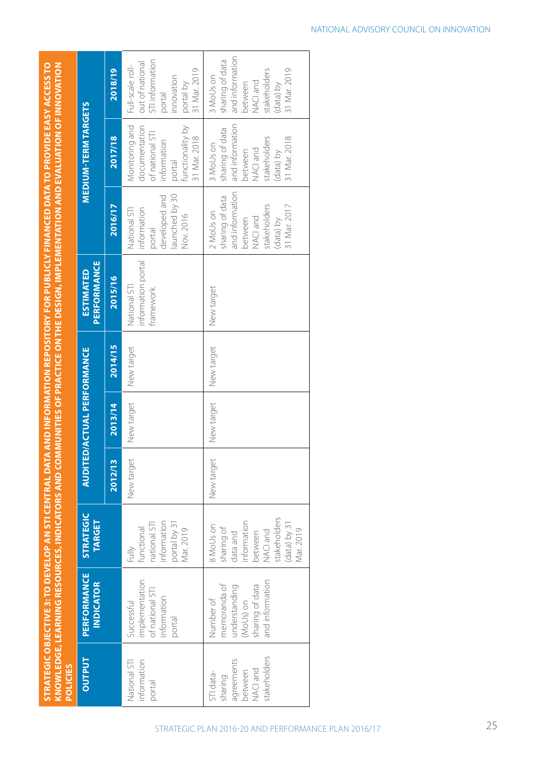**STRATEGIC OBJECTIVE 3: TO DEVELOP AN STI CENTRAL DATA AND INFORMATION REPOSITORY FOR PUBLICLY FINANCED DATA TO PROVIDE EASY ACCESS TO KNOWLEDGE, LEARNING RESOURCES, INDICATORS AND COMMUNITIES OF PRACTICE ON THE DESIGN, IMPLEMENTATION AND EVALUATION OF INNOVATION POLICIES**

| OUTPUT | PERFORMANCE INDICATOR | STRATEGIC TARGET | AUDITED/ACTUAL PERFORMANCE | | | ESTIMATED PERFORMANCE | MEDIUM-TERM TARGETS | | |
|---|---|---|---|---|---|---|---|---|---|
| | | | 2012/13 | 2013/14 | 2014/15 | 2015/16 | 2016/17 | 2017/18 | 2018/19 |
| National STI information portal | Successful implementation of national STI information portal | Fully functional national STI information portal by 31 Mar. 2019 | New target | New target | New target | National STI information portal framework | National STI information portal developed and launched by 30 Nov. 2016 | Monitoring and documentation of national STI information portal functionality by 31 Mar. 2018 | Full-scale roll-out of national STI information portal innovation portal by 31 Mar. 2019 |
| STI data-sharing agreements between NACI and stakeholders | Number of memoranda of understanding (MoUs) on sharing of data and information | 8 MoUs on sharing of data and information between NACI and stakeholders (data) by 31 Mar. 2019 | New target | New target | New target | New target | 2 MoUs on sharing of data and information between NACI and stakeholders (data) by 31 Mar. 2017 | 3 MoUs on sharing of data and information between NACI and stakeholders (data) by 31 Mar. 2018 | 3 MoUs on sharing of data and information between NACI and stakeholders (data) by 31 Mar. 2019 |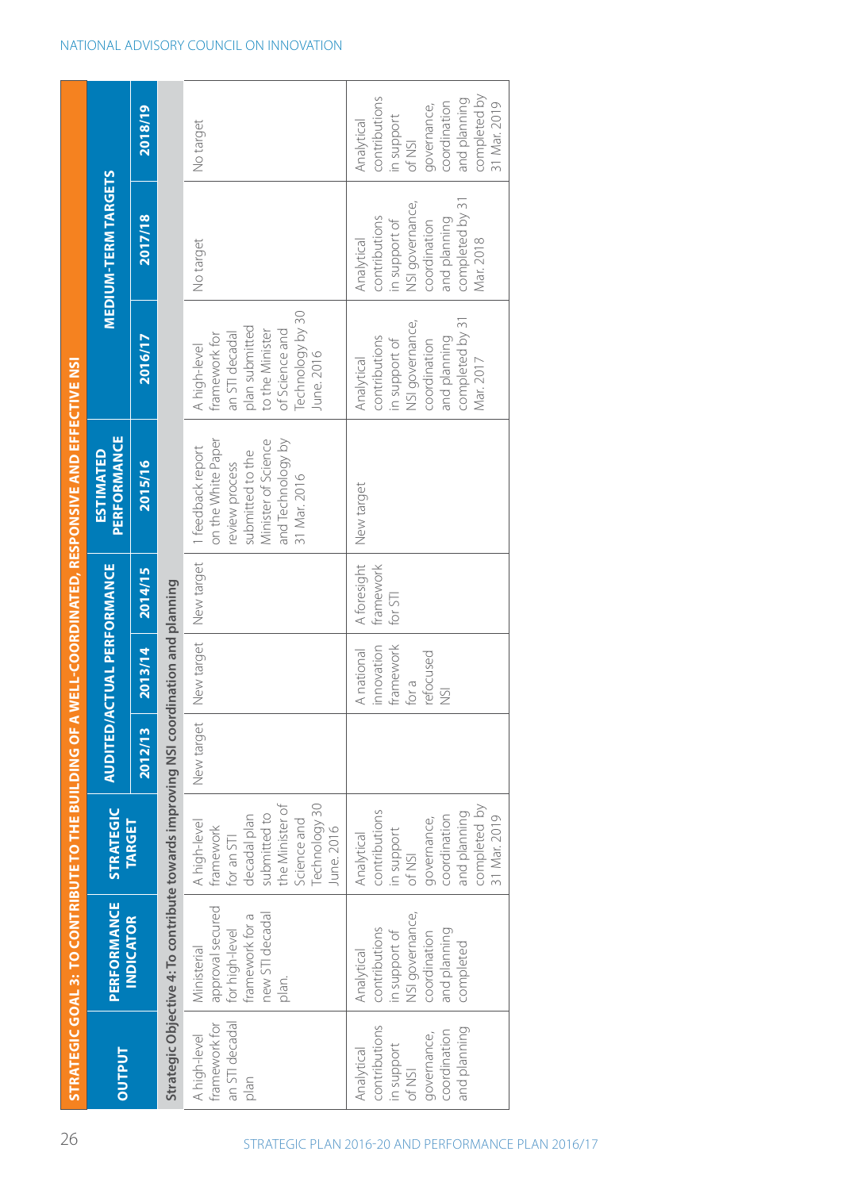| STRATEGIC GOAL 3: TO CONTRIBUTE TO THE BUILDING OF A WELL-COORDINATED, RESPONSIVE AND EFFECTIVE NSI | | | | | | | | | |
|---|---|---|---|---|---|---|---|---|---|
| OUTPUT | PERFORMANCE INDICATOR | STRATEGIC TARGET | AUDITED/ACTUAL PERFORMANCE | | | ESTIMATED PERFORMANCE | MEDIUM-TERM TARGETS | | |
| | | | 2012/13 | 2013/14 | 2014/15 | 2015/16 | 2016/17 | 2017/18 | 2018/19 |
| **Strategic Objective 4: To contribute towards improving NSI coordination and planning** | | | | | | | | | |
| A high-level framework for an STI decadal plan | Ministerial approval secured for high-level framework for a new STI decadal plan. | A high-level framework for an STI decadal plan submitted to the Minister of Science and Technology 30 June 2016 | New target | New target | New target | 1 feedback report on the White Paper review process submitted to the Minister of Science and Technology by 31 Mar. 2016 | A high-level framework for an STI decadal plan submitted to the Minister of Science and Technology by 30 June. 2016 | No target | No target |
| Analytical contributions in support of NSI governance, coordination and planning | Analytical contributions in support of NSI governance, coordination and planning completed | Analytical contributions in support of NSI governance, coordination and planning completed by 31 Mar. 2019 | | A national innovation framework for a refocused NSI | A foresight framework for STI | New target | Analytical contributions in support of NSI governance, coordination and planning completed by 31 Mar. 2017 | Analytical contributions in support of NSI governance, coordination and planning completed by 31 Mar. 2018 | Analytical contributions in support of NSI governance, coordination and planning completed by 31 Mar. 2019 |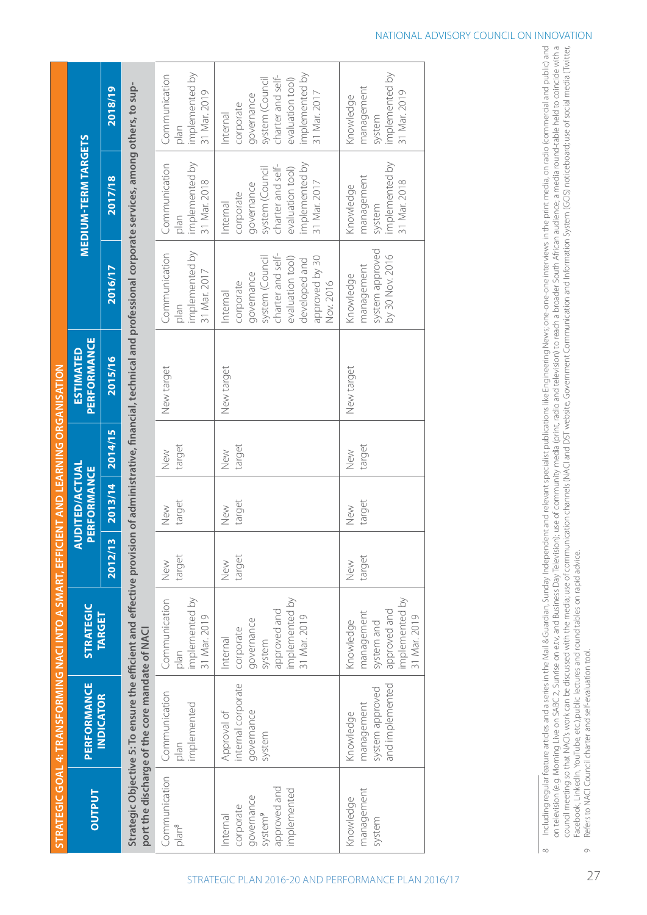| OUTPUT | PERFORMANCE INDICATOR | STRATEGIC TARGET | AUDITED/ACTUAL PERFORMANCE | | | ESTIMATED PERFORMANCE | MEDIUM-TERM TARGETS | | |
|---|---|---|---|---|---|---|---|---|---|
| | | | 2012/13 | 2013/14 | 2014/15 | 2015/16 | 2016/17 | 2017/18 | 2018/19 |
| **STRATEGIC GOAL 4: TRANSFORMING NACI INTO A SMART, EFFICIENT AND LEARNING ORGANISATION** | | | | | | | | | |
| **Strategic Objective 5: To ensure the efficient and effective provision of administrative, financial, technical and professional corporate services, among others, to support the discharge of the core mandate of NACI** | | | | | | | | | |
| Communication plan[8] | Communication plan implemented | Communication plan implemented by 31 Mar. 2019 | New target | New target | New target | New target | Communication plan implemented by 31 Mar. 2017 | Communication plan implemented by 31 Mar. 2018 | Communication plan implemented by 31 Mar. 2019 |
| Internal corporate governance system[9] approved and implemented | Approval of internal corporate governance system | Internal corporate governance system approved and implemented by 31 Mar. 2019 | New target | New target | New target | New target | Internal corporate governance system (Council charter and self-evaluation tool) developed and approved by 30 Nov. 2016 | Internal corporate governance system (Council charter and self-evaluation tool) implemented by 31 Mar. 2017 | Internal corporate governance system (Council charter and self-evaluation tool) implemented by 31 Mar. 2017 |
| Knowledge management system | Knowledge management system approved and implemented | Knowledge management system and approved and implemented by 31 Mar. 2019 | New target | New target | New target | New target | Knowledge management system approved by 30 Nov. 2016 | Knowledge management system implemented by 31 Mar. 2018 | Knowledge management system implemented by 31 Mar. 2019 |

8 Including regular feature articles and a series in the Mail & Guardian, Sunday Independent and relevant specialist publications like Engineering News; one-on-one interviews in the print media, on radio (commercial and public) and on television (e.g. Morning Live on SABC 2, Sunrise on e.tv, and Business Day Television); use of community media (print, radio and television) to reach a broader South African audience; a media round-table held to coincide with a council meeting so that NACI's work can be discussed with the media; use of communication channels (NACI and DST website, Government Communication and Information System (GCIS) noticeboard; use of social media (Twitter, Facebook, LinkedIn, YouTube, etc.);public lectures and round tables on rapid advice.

9 Refers to NACI Council charter and self-evaluation tool.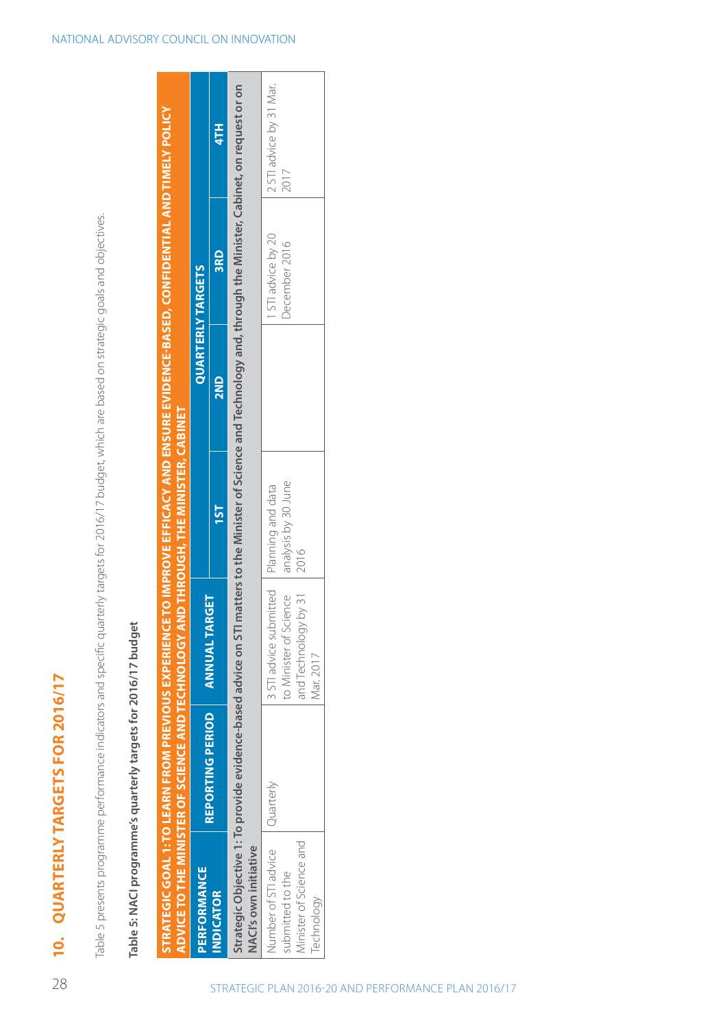## 10. QUARTERLY TARGETS FOR 2016/17

Table 5 presents programme performance indicators and specific quarterly targets for 2016/17 budget, which are based on strategic goals and objectives.

**Table 5: NACI programme's quarterly targets for 2016/17 budget**

| STRATEGIC GOAL 1: TO LEARN FROM PREVIOUS EXPERIENCE TO IMPROVE EFFICACY AND ENSURE EVIDENCE-BASED, CONFIDENTIAL AND TIMELY POLICY ADVICE TO THE MINISTER OF SCIENCE AND TECHNOLOGY AND THROUGH, THE MINISTER, CABINET | | | | | | |
|---|---|---|---|---|---|---|
| **PERFORMANCE INDICATOR** | **REPORTING PERIOD** | **ANNUAL TARGET** | **QUARTERLY TARGETS** | | | |
| | | | **1ST** | **2ND** | **3RD** | **4TH** |
| **Strategic Objective 1: To provide evidence-based advice on STI matters to the Minister of Science and Technology and, through the Minister, Cabinet, on request or on NACI's own initiative** | | | | | | |
| Number of STI advice submitted to the Minister of Science and Technology | Quarterly | 3 STI advice submitted to Minister of Science and Technology by 31 Mar. 2017 | Planning and data analysis by 30 June 2016 | | 1 STI advice by 20 December 2016 | 2 STI advice by 31 Mar. 2017 |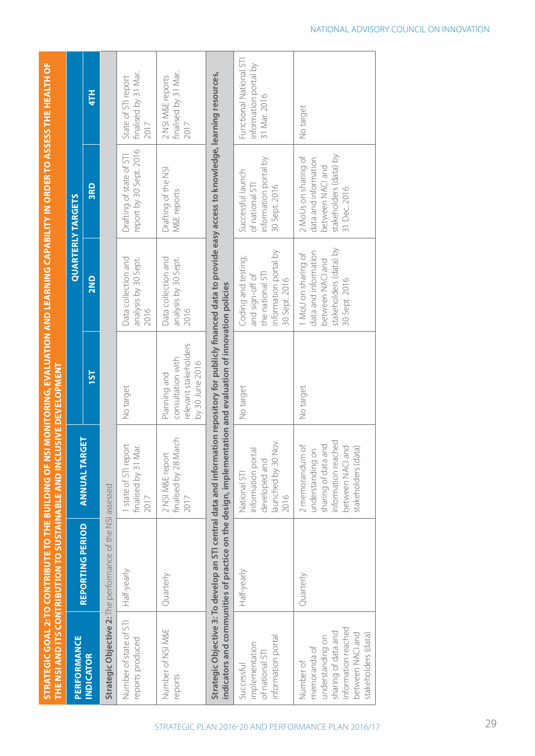**STRATEGIC GOAL 2: TO CONTRIBUTE TO THE BUILDING OF NSI MONITORING, EVALUATION AND LEARNING CAPABILITY IN ORDER TO ASSESS THE HEALTH OF THE NSI AND ITS CONTRIBUTION TO SUSTAINABLE AND INCLUSIVE DEVELOPMENT**

| PERFORMANCE INDICATOR | REPORTING PERIOD | ANNUAL TARGET | QUARTERLY TARGETS | | | |
|---|---|---|---|---|---|---|
| | | | 1ST | 2ND | 3RD | 4TH |
| **Strategic Objective 2:** The performance of the NSI assessed | | | | | | |
| Number of state of STI reports produced | Half-yearly | 1 state of STI report finalised by 31 Mar. 2017 | No target | Data collection and analysis by 30 Sept. 2016 | Drafting of state of STI report by 30 Sept. 2016 | State of STI report finalised by 31 Mar. 2017 |
| Number of NSI M&E reports | Quarterly | 2 NSI M&E report finalised by 28 March 2017 | Planning and consultation with relevant stakeholders by 30 June 2016 | Data collection and analysis by 30 Sept. 2016 | Drafting of the NSI M&E reports | 2 NSI M&E reports finalised by 31 Mar. 2017 |
| **Strategic Objective 3: To develop an STI central data and information repository for publicly financed data to provide easy access to knowledge, learning resources, indicators and communities of practice on the design, implementation and evaluation of innovation policies** | | | | | | |
| Successful implementation of national STI information portal | Half-yearly | National STI information portal developed and launched by 30 Nov. 2016 | No target | Coding and testing, and sign-off of the national STI information portal by 30 Sept. 2016 | Successful launch of national STI information portal by 30 Sept. 2016 | Functional National STI information portal by 31 Mar. 2016 |
| Number of memoranda of understanding on sharing of data and information reached between NACI and stakeholders (data) | Quarterly | 2 memorandum of understanding on sharing of data and information reached between NACI and stakeholders (data) | No target | 1 MoU on sharing of data and information between NACI and stakeholders (data) by 30 Sept. 2016 | 2 MoUs on sharing of data and information between NACI and stakeholders (data) by 31 Dec. 2016 | No target |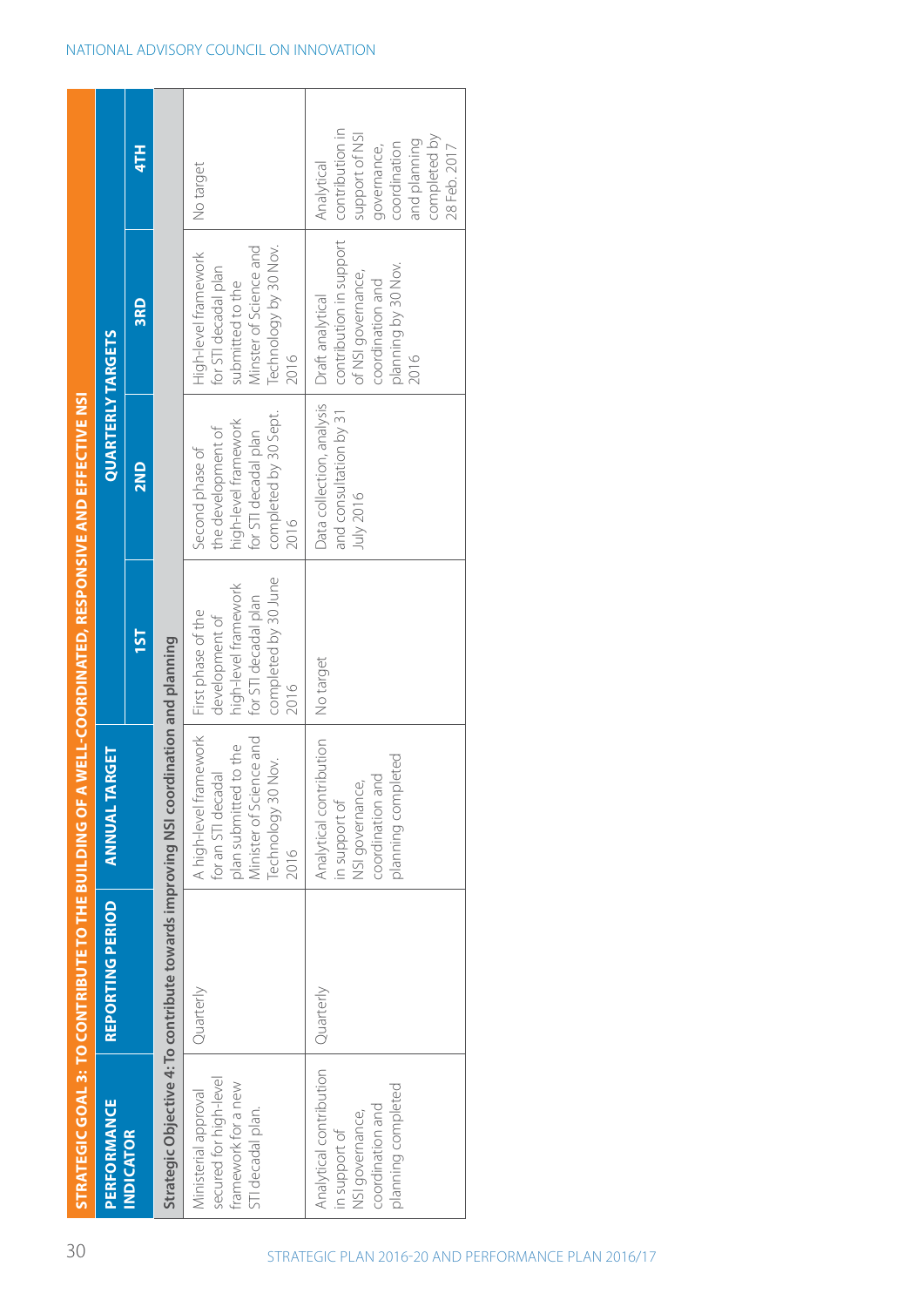| STRATEGIC GOAL 3: TO CONTRIBUTE TO THE BUILDING OF A WELL-COORDINATED, RESPONSIVE AND EFFECTIVE NSI | | | | | | |
|---|---|---|---|---|---|---|
| **PERFORMANCE INDICATOR** | **REPORTING PERIOD** | **ANNUAL TARGET** | **QUARTERLY TARGETS** | | | |
| | | | **1ST** | **2ND** | **3RD** | **4TH** |
| **Strategic Objective 4: To contribute towards improving NSI coordination and planning** | | | | | | |
| Ministerial approval secured for high-level framework for a new STI decadal plan. | Quarterly | A high-level framework for an STI decadal plan submitted to the Minister of Science and Technology 30 Nov. 2016 | First phase of the development of high-level framework for STI decadal plan completed by 30 June 2016 | Second phase of the development of high-level framework for STI decadal plan completed by 30 Sept. 2016 | High-level framework for STI decadal plan submitted to the Minster of Science and Technology by 30 Nov. 2016 | No target |
| Analytical contribution in support of NSI governance, coordination and planning completed | Quarterly | Analytical contribution in support of NSI governance, coordination and planning completed | No target | Data collection, analysis and consultation by 31 July 2016 | Draft analytical contribution in support of NSI governance, coordination and planning by 30 Nov. 2016 | Analytical contribution in support of NSI governance, coordination and planning completed by 28 Feb. 2017 |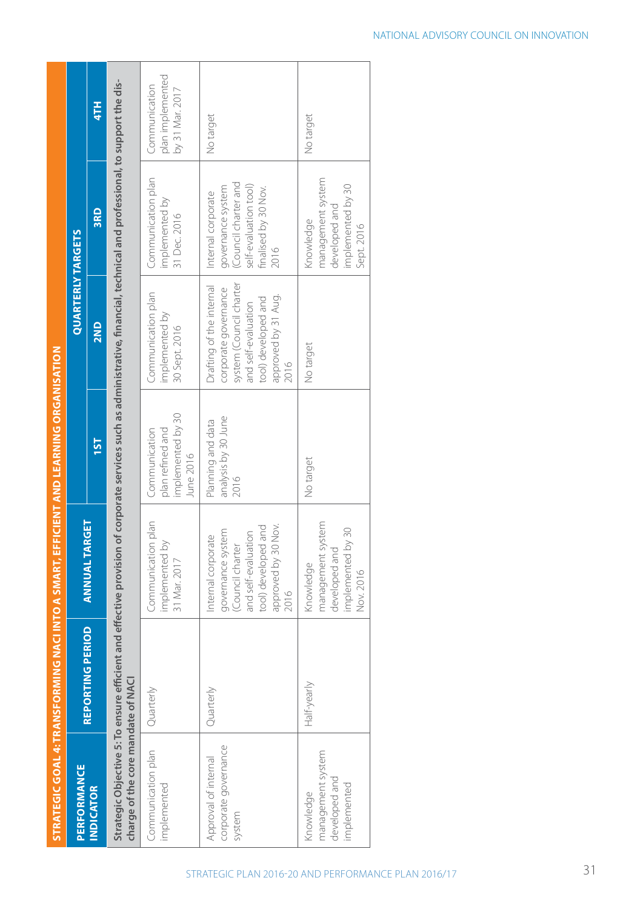## STRATEGIC GOAL 4: TRANSFORMING NACI INTO A SMART, EFFICIENT AND LEARNING ORGANISATION

| PERFORMANCE INDICATOR | REPORTING PERIOD | ANNUAL TARGET | QUARTERLY TARGETS | | | |
|---|---|---|---|---|---|---|
| | | | 1ST | 2ND | 3RD | 4TH |
| **Strategic Objective 5: To ensure efficient and effective provision of corporate services such as administrative, financial, technical and professional, to support the discharge of the core mandate of NACI** | | | | | | |
| Communication plan implemented | Quarterly | Communication plan implemented by 31 Mar. 2017 | Communication plan refined and implemented by 30 June 2016 | Communication plan implemented by 30 Sept. 2016 | Communication plan implemented by 31 Dec. 2016 | Communication plan implemented by 31 Mar. 2017 |
| Approval of internal corporate governance system | Quarterly | Internal corporate governance system (Council charter and self-evaluation tool) developed and approved by 30 Nov. 2016 | Planning and data analysis by 30 June 2016 | Drafting of the internal corporate governance system (Council charter and self-evaluation tool) developed and approved by 31 Aug. 2016 | Internal corporate governance system (Council charter and self-evaluation tool) finalised by 30 Nov. 2016 | No target |
| Knowledge management system developed and implemented | Half-yearly | Knowledge management system developed and implemented by 30 Nov. 2016 | No target | No target | Knowledge management system developed and implemented by 30 Sept. 2016 | No target |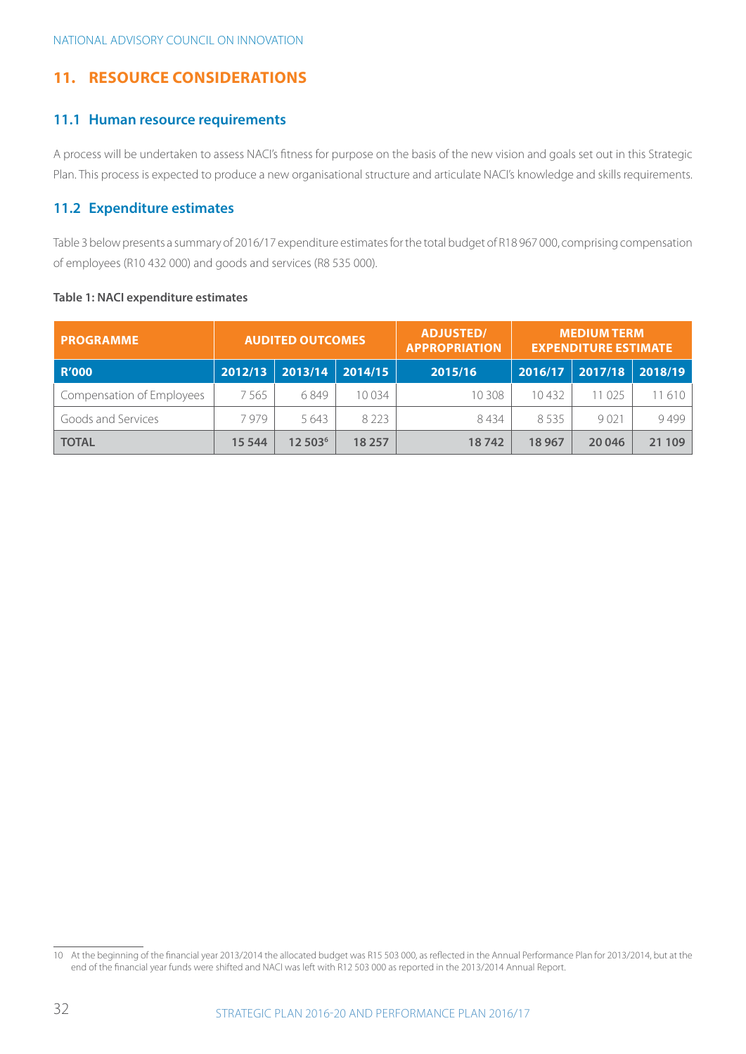## 11. RESOURCE CONSIDERATIONS

### 11.1 Human resource requirements

A process will be undertaken to assess NACI's fitness for purpose on the basis of the new vision and goals set out in this Strategic Plan. This process is expected to produce a new organisational structure and articulate NACI's knowledge and skills requirements.

### 11.2 Expenditure estimates

Table 3 below presents a summary of 2016/17 expenditure estimates for the total budget of R18 967 000, comprising compensation of employees (R10 432 000) and goods and services (R8 535 000).

**Table 1: NACI expenditure estimates**

| PROGRAMME | AUDITED OUTCOMES | | | ADJUSTED/ APPROPRIATION | MEDIUM TERM EXPENDITURE ESTIMATE | | |
|---|---|---|---|---|---|---|---|
| **R'000** | **2012/13** | **2013/14** | **2014/15** | **2015/16** | **2016/17** | **2017/18** | **2018/19** |
| Compensation of Employees | 7 565 | 6 849 | 10 034 | 10 308 | 10 432 | 11 025 | 11 610 |
| Goods and Services | 7 979 | 5 643 | 8 223 | 8 434 | 8 535 | 9 021 | 9 499 |
| **TOTAL** | **15 544** | **12 503**[6] | **18 257** | **18 742** | **18 967** | **20 046** | **21 109** |

10 At the beginning of the financial year 2013/2014 the allocated budget was R15 503 000, as reflected in the Annual Performance Plan for 2013/2014, but at the end of the financial year funds were shifted and NACI was left with R12 503 000 as reported in the 2013/2014 Annual Report.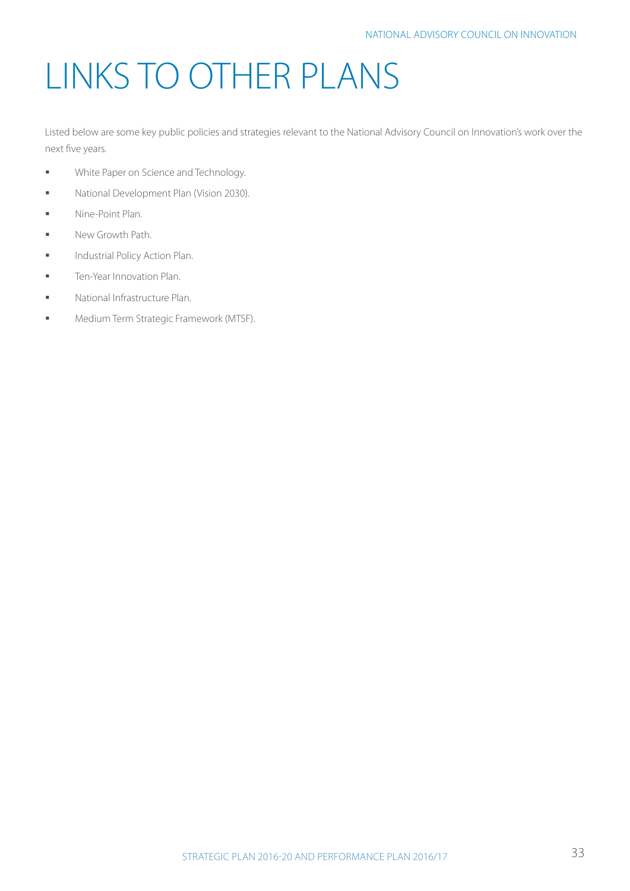# LINKS TO OTHER PLANS

Listed below are some key public policies and strategies relevant to the National Advisory Council on Innovation's work over the next five years.

- White Paper on Science and Technology.
- National Development Plan (Vision 2030).
- Nine-Point Plan.
- New Growth Path.
- Industrial Policy Action Plan.
- Ten-Year Innovation Plan.
- National Infrastructure Plan.
- Medium Term Strategic Framework (MTSF).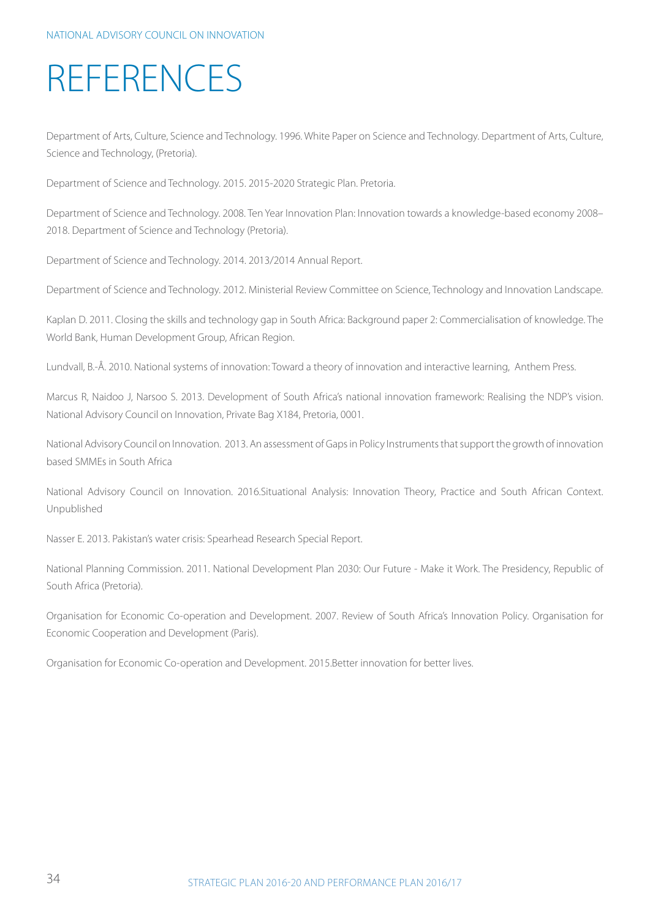# REFERENCES

Department of Arts, Culture, Science and Technology. 1996. White Paper on Science and Technology. Department of Arts, Culture, Science and Technology, (Pretoria).

Department of Science and Technology. 2015. 2015-2020 Strategic Plan. Pretoria.

Department of Science and Technology. 2008. Ten Year Innovation Plan: Innovation towards a knowledge-based economy 2008–2018. Department of Science and Technology (Pretoria).

Department of Science and Technology. 2014. 2013/2014 Annual Report.

Department of Science and Technology. 2012. Ministerial Review Committee on Science, Technology and Innovation Landscape.

Kaplan D. 2011. Closing the skills and technology gap in South Africa: Background paper 2: Commercialisation of knowledge. The World Bank, Human Development Group, African Region.

Lundvall, B.-Å. 2010. National systems of innovation: Toward a theory of innovation and interactive learning, Anthem Press.

Marcus R, Naidoo J, Narsoo S. 2013. Development of South Africa's national innovation framework: Realising the NDP's vision. National Advisory Council on Innovation, Private Bag X184, Pretoria, 0001.

National Advisory Council on Innovation. 2013. An assessment of Gaps in Policy Instruments that support the growth of innovation based SMMEs in South Africa

National Advisory Council on Innovation. 2016.Situational Analysis: Innovation Theory, Practice and South African Context. Unpublished

Nasser E. 2013. Pakistan's water crisis: Spearhead Research Special Report.

National Planning Commission. 2011. National Development Plan 2030: Our Future - Make it Work. The Presidency, Republic of South Africa (Pretoria).

Organisation for Economic Co-operation and Development. 2007. Review of South Africa's Innovation Policy. Organisation for Economic Cooperation and Development (Paris).

Organisation for Economic Co-operation and Development. 2015.Better innovation for better lives.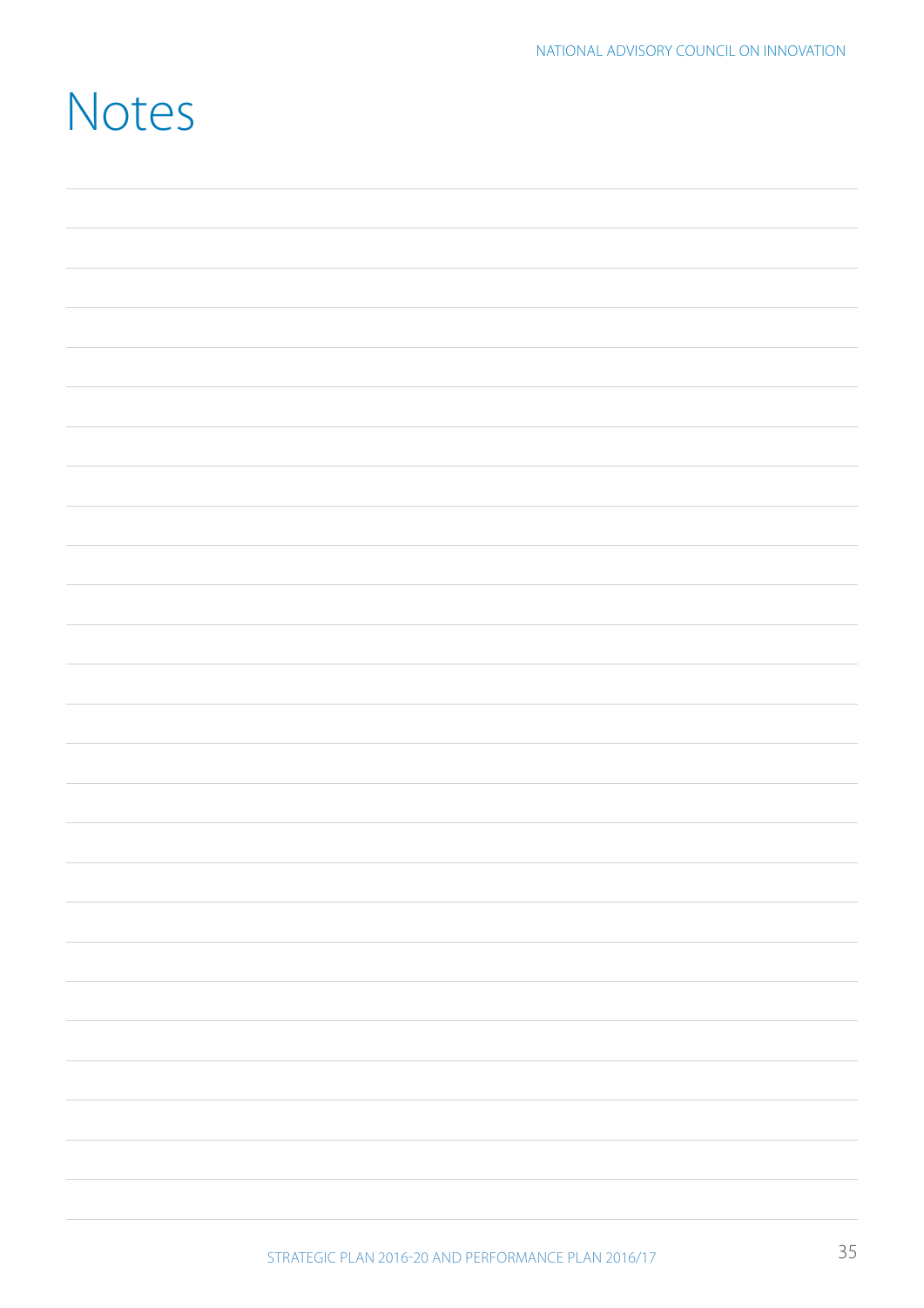# Notes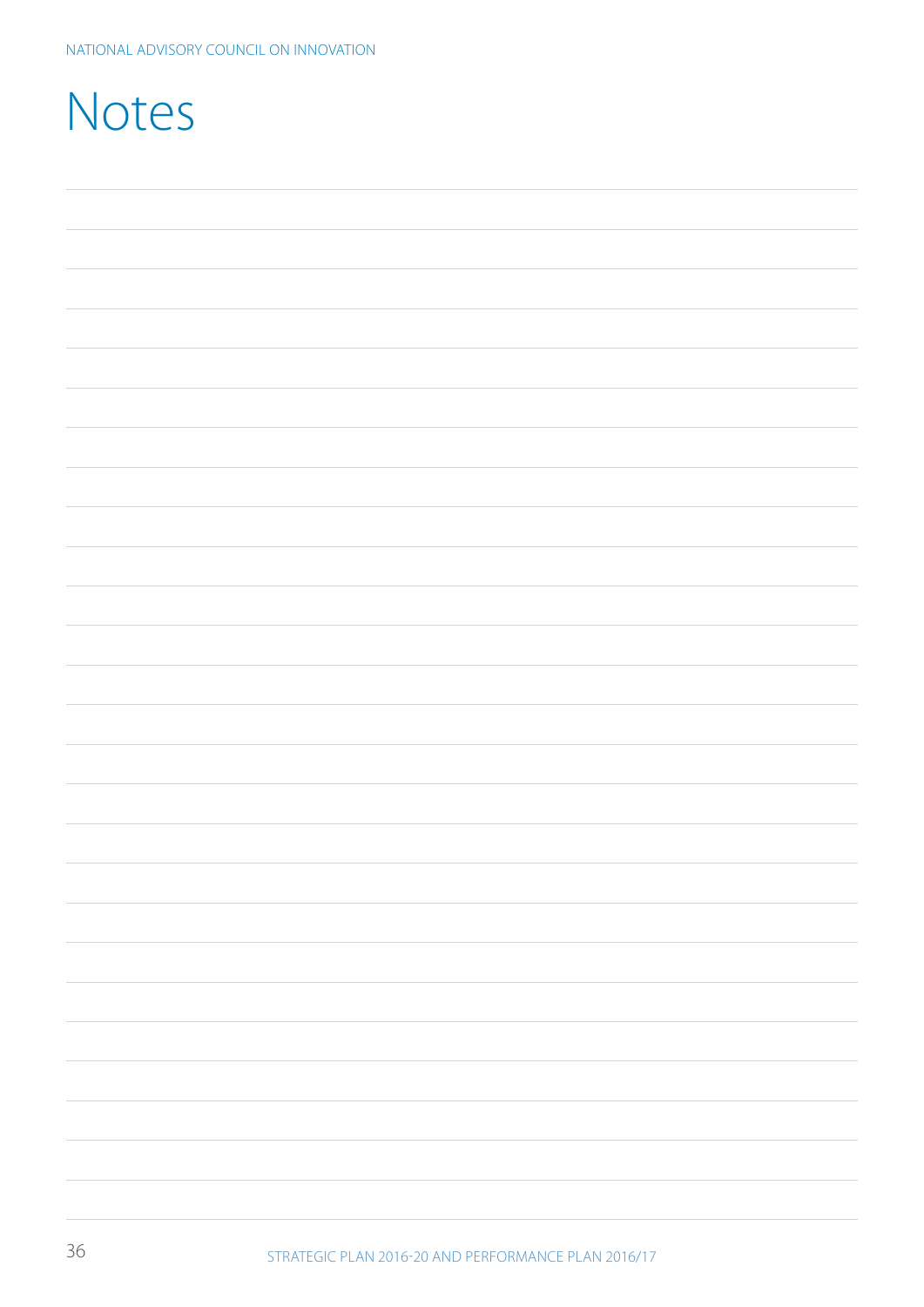# Notes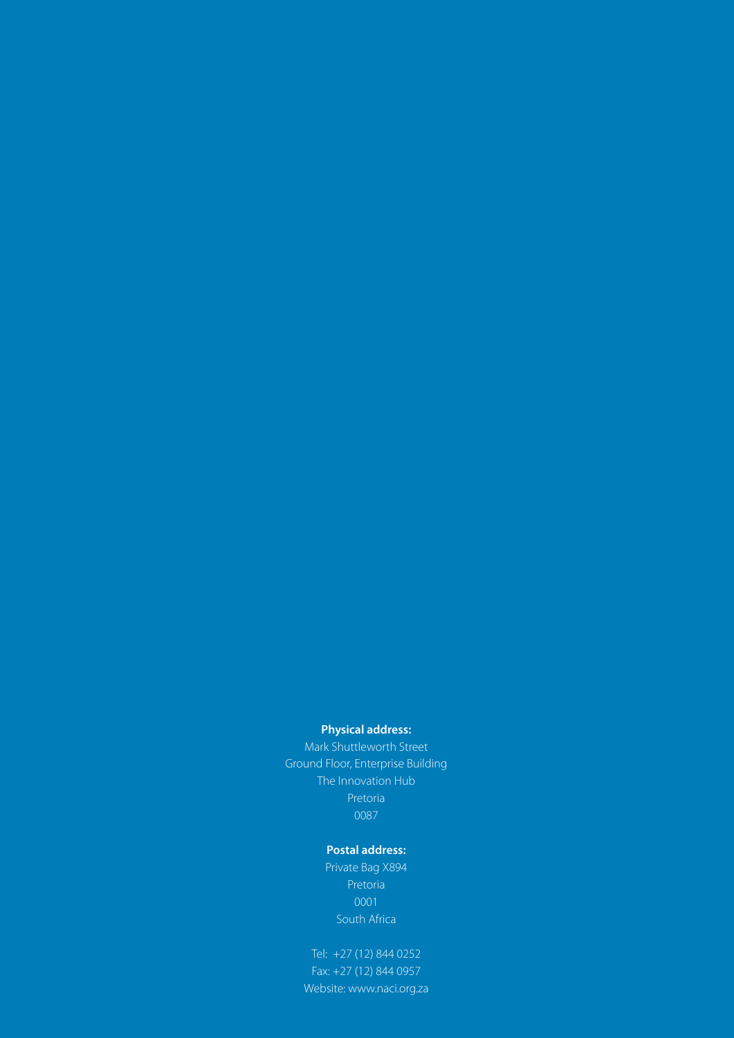**Physical address:**

Mark Shuttleworth Street
Ground Floor, Enterprise Building
The Innovation Hub
Pretoria
0087

**Postal address:**

Private Bag X894
Pretoria
0001
South Africa

Tel: +27 (12) 844 0252
Fax: +27 (12) 844 0957
Website: www.naci.org.za